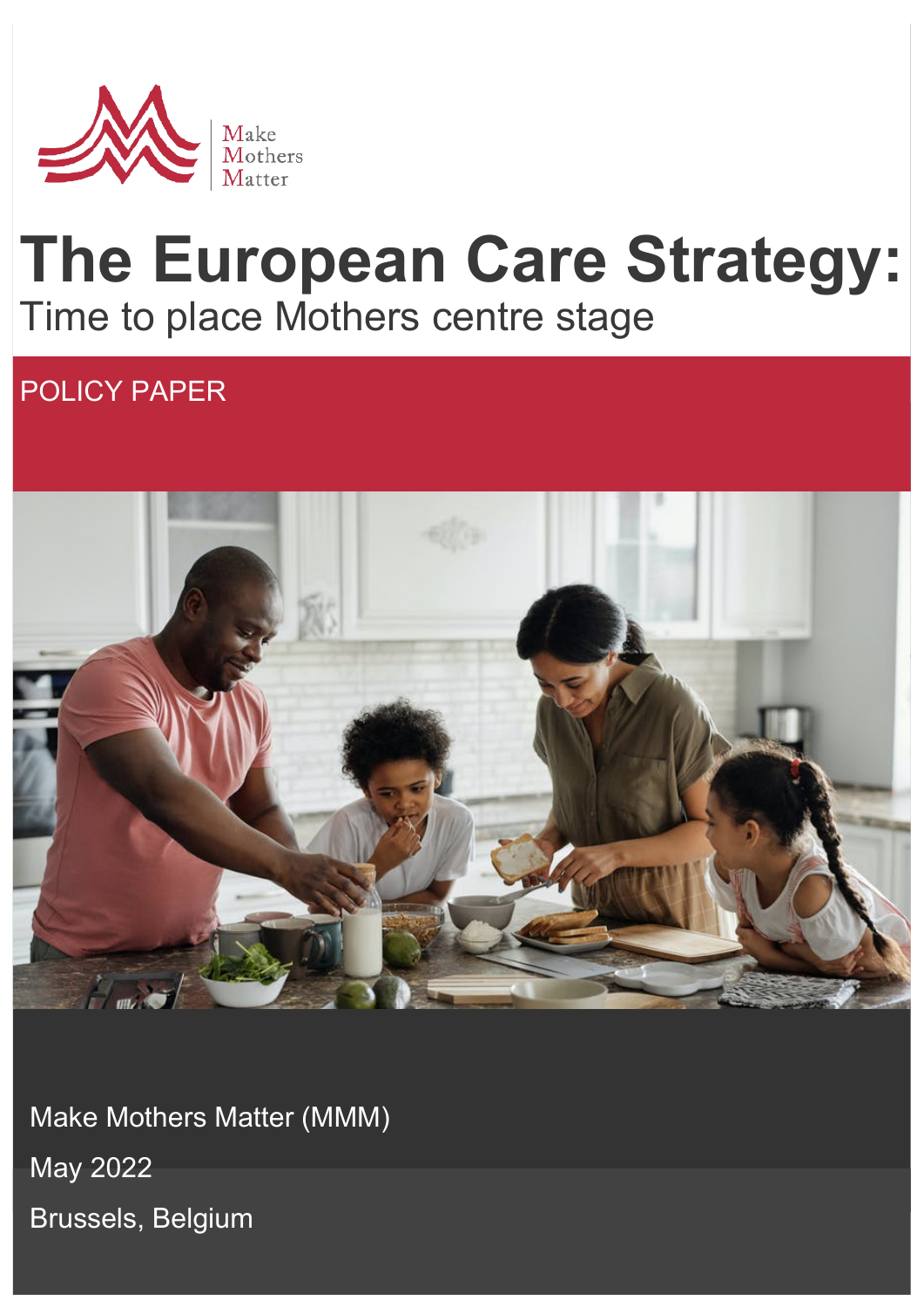Make Mothers Matter

# The European Care Strategy:

## Time to place Mothers centre stage

POLICY PAPER

Make Mothers Matter (MMM)

May 2022

Brussels, Belgium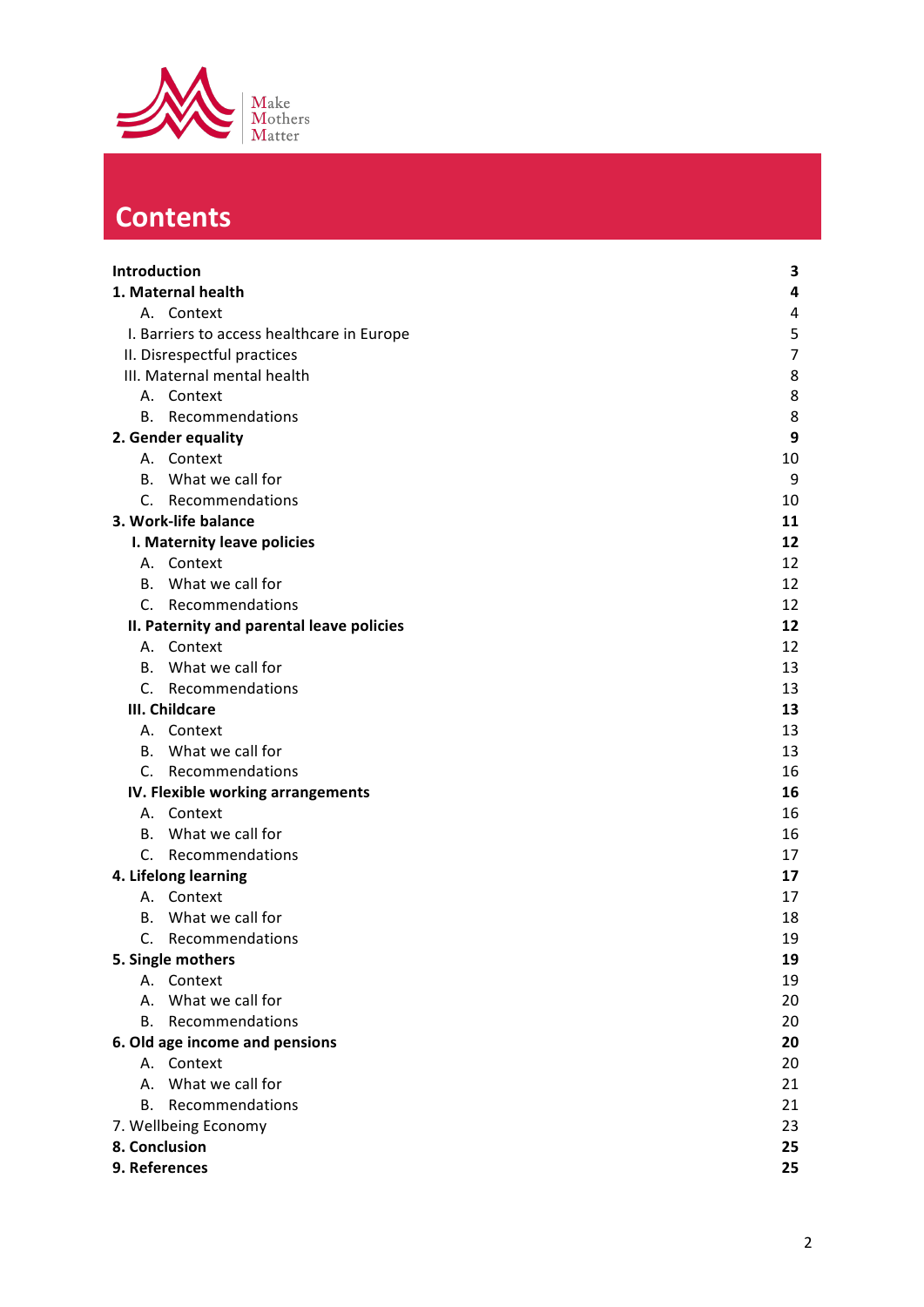Make Mothers Matter

# Contents

| | |
|---|---|
| **Introduction** | **3** |
| **1. Maternal health** | **4** |
| A. Context | 4 |
| I. Barriers to access healthcare in Europe | 5 |
| II. Disrespectful practices | 7 |
| III. Maternal mental health | 8 |
| A. Context | 8 |
| B. Recommendations | 8 |
| **2. Gender equality** | **9** |
| A. Context | 10 |
| B. What we call for | 9 |
| C. Recommendations | 10 |
| **3. Work-life balance** | **11** |
| **I. Maternity leave policies** | **12** |
| A. Context | 12 |
| B. What we call for | 12 |
| C. Recommendations | 12 |
| **II. Paternity and parental leave policies** | **12** |
| A. Context | 12 |
| B. What we call for | 13 |
| C. Recommendations | 13 |
| **III. Childcare** | **13** |
| A. Context | 13 |
| B. What we call for | 13 |
| C. Recommendations | 16 |
| **IV. Flexible working arrangements** | **16** |
| A. Context | 16 |
| B. What we call for | 16 |
| C. Recommendations | 17 |
| **4. Lifelong learning** | **17** |
| A. Context | 17 |
| B. What we call for | 18 |
| C. Recommendations | 19 |
| **5. Single mothers** | **19** |
| A. Context | 19 |
| A. What we call for | 20 |
| B. Recommendations | 20 |
| **6. Old age income and pensions** | **20** |
| A. Context | 20 |
| A. What we call for | 21 |
| B. Recommendations | 21 |
| 7. Wellbeing Economy | 23 |
| **8. Conclusion** | **25** |
| **9. References** | **25** |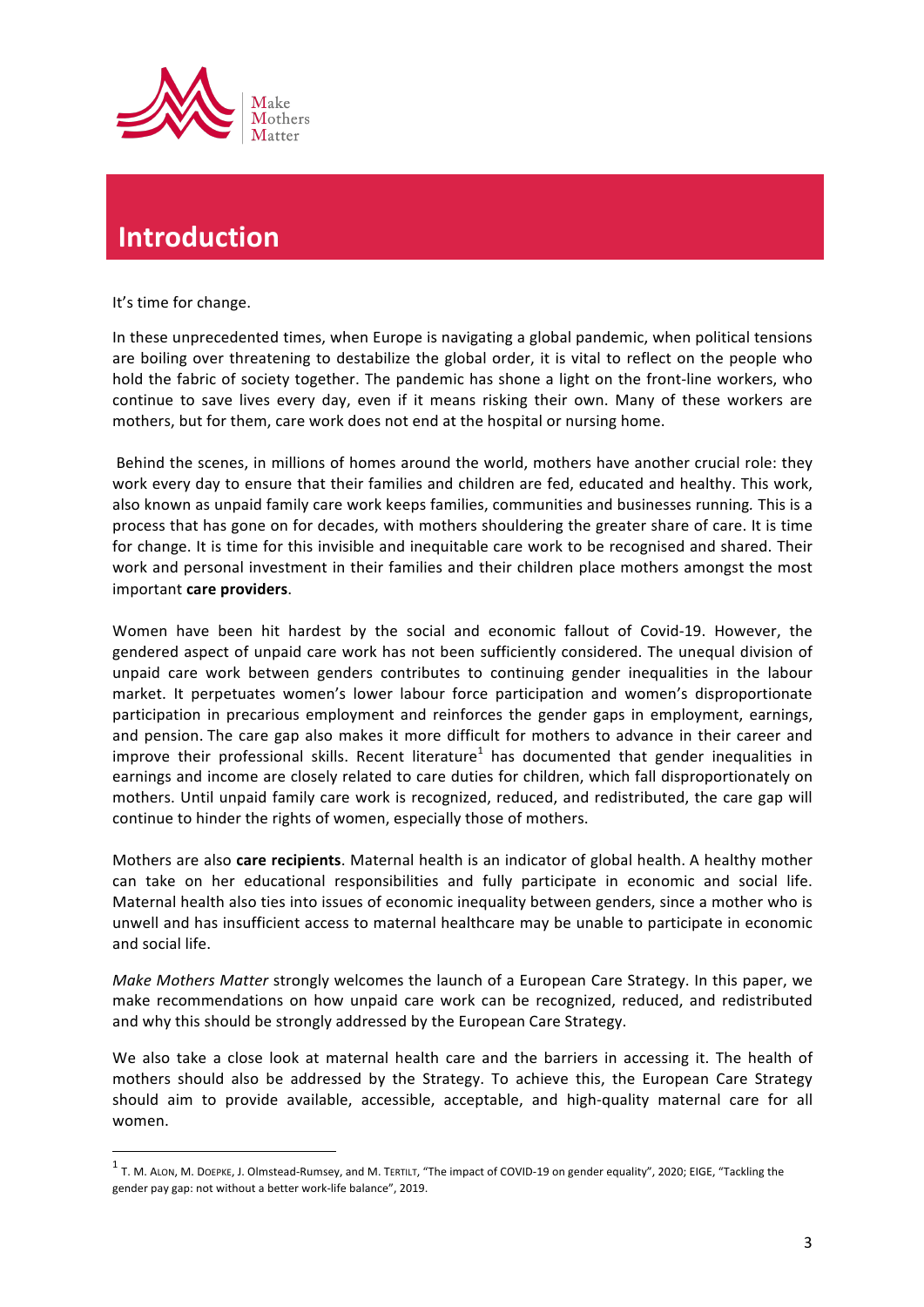# Introduction

It's time for change.

In these unprecedented times, when Europe is navigating a global pandemic, when political tensions are boiling over threatening to destabilize the global order, it is vital to reflect on the people who hold the fabric of society together. The pandemic has shone a light on the front-line workers, who continue to save lives every day, even if it means risking their own. Many of these workers are mothers, but for them, care work does not end at the hospital or nursing home.

Behind the scenes, in millions of homes around the world, mothers have another crucial role: they work every day to ensure that their families and children are fed, educated and healthy. This work, also known as unpaid family care work keeps families, communities and businesses running. This is a process that has gone on for decades, with mothers shouldering the greater share of care. It is time for change. It is time for this invisible and inequitable care work to be recognised and shared. Their work and personal investment in their families and their children place mothers amongst the most important **care providers**.

Women have been hit hardest by the social and economic fallout of Covid-19. However, the gendered aspect of unpaid care work has not been sufficiently considered. The unequal division of unpaid care work between genders contributes to continuing gender inequalities in the labour market. It perpetuates women's lower labour force participation and women's disproportionate participation in precarious employment and reinforces the gender gaps in employment, earnings, and pension. The care gap also makes it more difficult for mothers to advance in their career and improve their professional skills. Recent literature[1] has documented that gender inequalities in earnings and income are closely related to care duties for children, which fall disproportionately on mothers. Until unpaid family care work is recognized, reduced, and redistributed, the care gap will continue to hinder the rights of women, especially those of mothers.

Mothers are also **care recipients**. Maternal health is an indicator of global health. A healthy mother can take on her educational responsibilities and fully participate in economic and social life. Maternal health also ties into issues of economic inequality between genders, since a mother who is unwell and has insufficient access to maternal healthcare may be unable to participate in economic and social life.

*Make Mothers Matter* strongly welcomes the launch of a European Care Strategy. In this paper, we make recommendations on how unpaid care work can be recognized, reduced, and redistributed and why this should be strongly addressed by the European Care Strategy.

We also take a close look at maternal health care and the barriers in accessing it. The health of mothers should also be addressed by the Strategy. To achieve this, the European Care Strategy should aim to provide available, accessible, acceptable, and high-quality maternal care for all women.

---

[1] T. M. ALON, M. DOEPKE, J. Olmstead-Rumsey, and M. TERTILT, "The impact of COVID-19 on gender equality", 2020; EIGE, "Tackling the gender pay gap: not without a better work-life balance", 2019.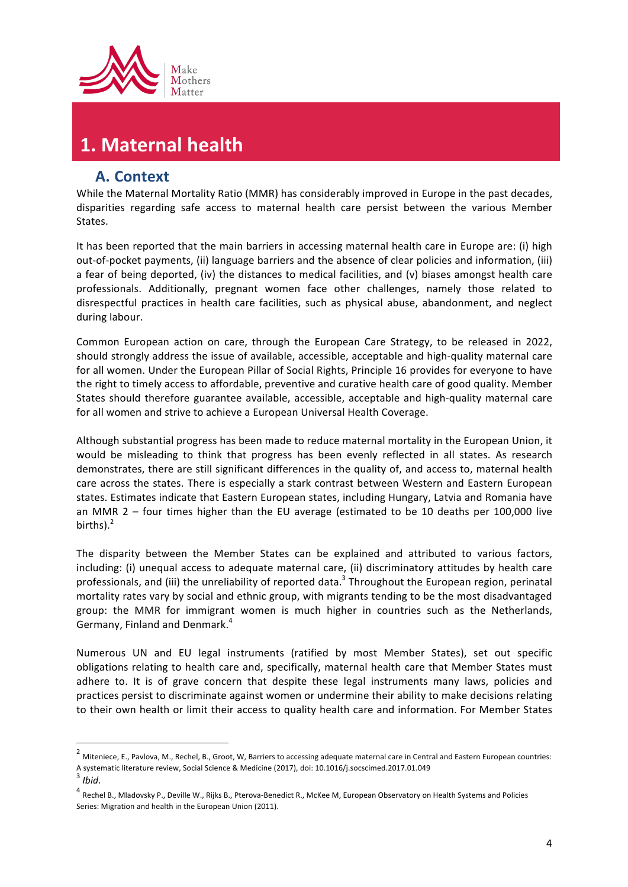# 1. Maternal health

## A. Context

While the Maternal Mortality Ratio (MMR) has considerably improved in Europe in the past decades, disparities regarding safe access to maternal health care persist between the various Member States.

It has been reported that the main barriers in accessing maternal health care in Europe are: (i) high out-of-pocket payments, (ii) language barriers and the absence of clear policies and information, (iii) a fear of being deported, (iv) the distances to medical facilities, and (v) biases amongst health care professionals. Additionally, pregnant women face other challenges, namely those related to disrespectful practices in health care facilities, such as physical abuse, abandonment, and neglect during labour.

Common European action on care, through the European Care Strategy, to be released in 2022, should strongly address the issue of available, accessible, acceptable and high-quality maternal care for all women. Under the European Pillar of Social Rights, Principle 16 provides for everyone to have the right to timely access to affordable, preventive and curative health care of good quality. Member States should therefore guarantee available, accessible, acceptable and high-quality maternal care for all women and strive to achieve a European Universal Health Coverage.

Although substantial progress has been made to reduce maternal mortality in the European Union, it would be misleading to think that progress has been evenly reflected in all states. As research demonstrates, there are still significant differences in the quality of, and access to, maternal health care across the states. There is especially a stark contrast between Western and Eastern European states. Estimates indicate that Eastern European states, including Hungary, Latvia and Romania have an MMR 2 – four times higher than the EU average (estimated to be 10 deaths per 100,000 live births).[2]

The disparity between the Member States can be explained and attributed to various factors, including: (i) unequal access to adequate maternal care, (ii) discriminatory attitudes by health care professionals, and (iii) the unreliability of reported data.[3] Throughout the European region, perinatal mortality rates vary by social and ethnic group, with migrants tending to be the most disadvantaged group: the MMR for immigrant women is much higher in countries such as the Netherlands, Germany, Finland and Denmark.[4]

Numerous UN and EU legal instruments (ratified by most Member States), set out specific obligations relating to health care and, specifically, maternal health care that Member States must adhere to. It is of grave concern that despite these legal instruments many laws, policies and practices persist to discriminate against women or undermine their ability to make decisions relating to their own health or limit their access to quality health care and information. For Member States

---

[2] Miteniece, E., Pavlova, M., Rechel, B., Groot, W, Barriers to accessing adequate maternal care in Central and Eastern European countries: A systematic literature review, Social Science & Medicine (2017), doi: 10.1016/j.socscimed.2017.01.049

[3] *Ibid.*

[4] Rechel B., Mladovsky P., Deville W., Rijks B., Pterova-Benedict R., McKee M, European Observatory on Health Systems and Policies Series: Migration and health in the European Union (2011).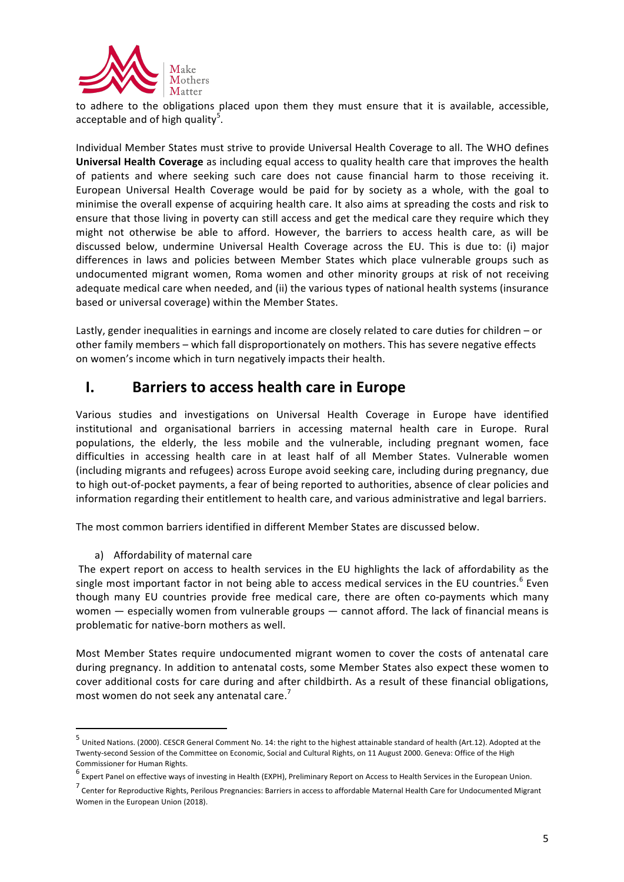to adhere to the obligations placed upon them they must ensure that it is available, accessible, acceptable and of high quality[5].

Individual Member States must strive to provide Universal Health Coverage to all. The WHO defines **Universal Health Coverage** as including equal access to quality health care that improves the health of patients and where seeking such care does not cause financial harm to those receiving it. European Universal Health Coverage would be paid for by society as a whole, with the goal to minimise the overall expense of acquiring health care. It also aims at spreading the costs and risk to ensure that those living in poverty can still access and get the medical care they require which they might not otherwise be able to afford. However, the barriers to access health care, as will be discussed below, undermine Universal Health Coverage across the EU. This is due to: (i) major differences in laws and policies between Member States which place vulnerable groups such as undocumented migrant women, Roma women and other minority groups at risk of not receiving adequate medical care when needed, and (ii) the various types of national health systems (insurance based or universal coverage) within the Member States.

Lastly, gender inequalities in earnings and income are closely related to care duties for children – or other family members – which fall disproportionately on mothers. This has severe negative effects on women's income which in turn negatively impacts their health.

# I. Barriers to access health care in Europe

Various studies and investigations on Universal Health Coverage in Europe have identified institutional and organisational barriers in accessing maternal health care in Europe. Rural populations, the elderly, the less mobile and the vulnerable, including pregnant women, face difficulties in accessing health care in at least half of all Member States. Vulnerable women (including migrants and refugees) across Europe avoid seeking care, including during pregnancy, due to high out-of-pocket payments, a fear of being reported to authorities, absence of clear policies and information regarding their entitlement to health care, and various administrative and legal barriers.

The most common barriers identified in different Member States are discussed below.

a) Affordability of maternal care

The expert report on access to health services in the EU highlights the lack of affordability as the single most important factor in not being able to access medical services in the EU countries.[6] Even though many EU countries provide free medical care, there are often co-payments which many women — especially women from vulnerable groups — cannot afford. The lack of financial means is problematic for native-born mothers as well.

Most Member States require undocumented migrant women to cover the costs of antenatal care during pregnancy. In addition to antenatal costs, some Member States also expect these women to cover additional costs for care during and after childbirth. As a result of these financial obligations, most women do not seek any antenatal care.[7]

---

[5] United Nations. (2000). CESCR General Comment No. 14: the right to the highest attainable standard of health (Art.12). Adopted at the Twenty-second Session of the Committee on Economic, Social and Cultural Rights, on 11 August 2000. Geneva: Office of the High Commissioner for Human Rights.

[6] Expert Panel on effective ways of investing in Health (EXPH), Preliminary Report on Access to Health Services in the European Union.

[7] Center for Reproductive Rights, Perilous Pregnancies: Barriers in access to affordable Maternal Health Care for Undocumented Migrant Women in the European Union (2018).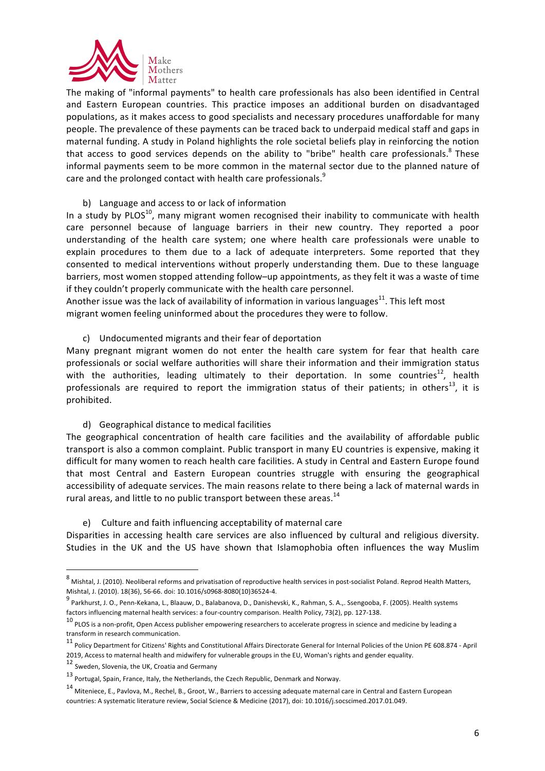The making of "informal payments" to health care professionals has also been identified in Central and Eastern European countries. This practice imposes an additional burden on disadvantaged populations, as it makes access to good specialists and necessary procedures unaffordable for many people. The prevalence of these payments can be traced back to underpaid medical staff and gaps in maternal funding. A study in Poland highlights the role societal beliefs play in reinforcing the notion that access to good services depends on the ability to "bribe" health care professionals.[8] These informal payments seem to be more common in the maternal sector due to the planned nature of care and the prolonged contact with health care professionals.[9]

b) Language and access to or lack of information

In a study by PLOS[10], many migrant women recognised their inability to communicate with health care personnel because of language barriers in their new country. They reported a poor understanding of the health care system; one where health care professionals were unable to explain procedures to them due to a lack of adequate interpreters. Some reported that they consented to medical interventions without properly understanding them. Due to these language barriers, most women stopped attending follow–up appointments, as they felt it was a waste of time if they couldn't properly communicate with the health care personnel.

Another issue was the lack of availability of information in various languages[11]. This left most migrant women feeling uninformed about the procedures they were to follow.

c) Undocumented migrants and their fear of deportation

Many pregnant migrant women do not enter the health care system for fear that health care professionals or social welfare authorities will share their information and their immigration status with the authorities, leading ultimately to their deportation. In some countries[12], health professionals are required to report the immigration status of their patients; in others[13], it is prohibited.

d) Geographical distance to medical facilities

The geographical concentration of health care facilities and the availability of affordable public transport is also a common complaint. Public transport in many EU countries is expensive, making it difficult for many women to reach health care facilities. A study in Central and Eastern Europe found that most Central and Eastern European countries struggle with ensuring the geographical accessibility of adequate services. The main reasons relate to there being a lack of maternal wards in rural areas, and little to no public transport between these areas.[14]

e) Culture and faith influencing acceptability of maternal care

Disparities in accessing health care services are also influenced by cultural and religious diversity. Studies in the UK and the US have shown that Islamophobia often influences the way Muslim

---

[8] Mishtal, J. (2010). Neoliberal reforms and privatisation of reproductive health services in post-socialist Poland. Reprod Health Matters, Mishtal, J. (2010). 18(36), 56-66. doi: 10.1016/s0968-8080(10)36524-4.

[9] Parkhurst, J. O., Penn-Kekana, L., Blaauw, D., Balabanova, D., Danishevski, K., Rahman, S. A.,. Ssengooba, F. (2005). Health systems factors influencing maternal health services: a four-country comparison. Health Policy, 73(2), pp. 127-138.

[10] PLOS is a non-profit, Open Access publisher empowering researchers to accelerate progress in science and medicine by leading a transform in research communication.

[11] Policy Department for Citizens' Rights and Constitutional Affairs Directorate General for Internal Policies of the Union PE 608.874 - April 2019, Access to maternal health and midwifery for vulnerable groups in the EU, Woman's rights and gender equality.

[12] Sweden, Slovenia, the UK, Croatia and Germany

[13] Portugal, Spain, France, Italy, the Netherlands, the Czech Republic, Denmark and Norway.

[14] Miteniece, E., Pavlova, M., Rechel, B., Groot, W., Barriers to accessing adequate maternal care in Central and Eastern European countries: A systematic literature review, Social Science & Medicine (2017), doi: 10.1016/j.socscimed.2017.01.049.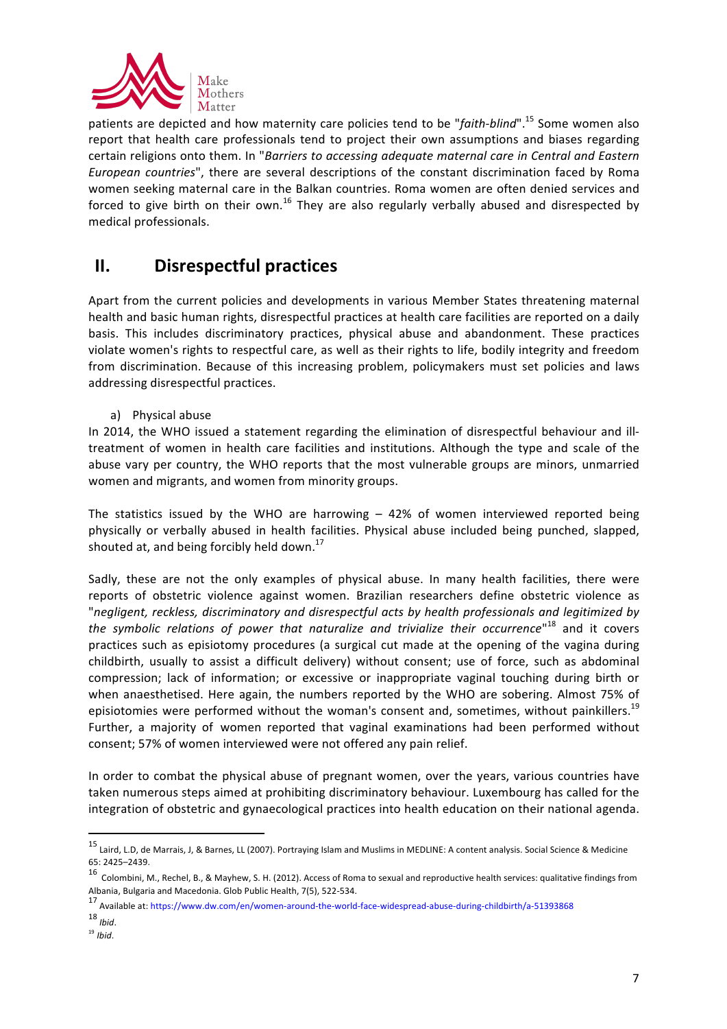patients are depicted and how maternity care policies tend to be "*faith-blind*".[15] Some women also report that health care professionals tend to project their own assumptions and biases regarding certain religions onto them. In "*Barriers to accessing adequate maternal care in Central and Eastern European countries*", there are several descriptions of the constant discrimination faced by Roma women seeking maternal care in the Balkan countries. Roma women are often denied services and forced to give birth on their own.[16] They are also regularly verbally abused and disrespected by medical professionals.

## II. Disrespectful practices

Apart from the current policies and developments in various Member States threatening maternal health and basic human rights, disrespectful practices at health care facilities are reported on a daily basis. This includes discriminatory practices, physical abuse and abandonment. These practices violate women's rights to respectful care, as well as their rights to life, bodily integrity and freedom from discrimination. Because of this increasing problem, policymakers must set policies and laws addressing disrespectful practices.

a) Physical abuse

In 2014, the WHO issued a statement regarding the elimination of disrespectful behaviour and ill-treatment of women in health care facilities and institutions. Although the type and scale of the abuse vary per country, the WHO reports that the most vulnerable groups are minors, unmarried women and migrants, and women from minority groups.

The statistics issued by the WHO are harrowing – 42% of women interviewed reported being physically or verbally abused in health facilities. Physical abuse included being punched, slapped, shouted at, and being forcibly held down.[17]

Sadly, these are not the only examples of physical abuse. In many health facilities, there were reports of obstetric violence against women. Brazilian researchers define obstetric violence as "*negligent, reckless, discriminatory and disrespectful acts by health professionals and legitimized by the symbolic relations of power that naturalize and trivialize their occurrence*"[18] and it covers practices such as episiotomy procedures (a surgical cut made at the opening of the vagina during childbirth, usually to assist a difficult delivery) without consent; use of force, such as abdominal compression; lack of information; or excessive or inappropriate vaginal touching during birth or when anaesthetised. Here again, the numbers reported by the WHO are sobering. Almost 75% of episiotomies were performed without the woman's consent and, sometimes, without painkillers.[19] Further, a majority of women reported that vaginal examinations had been performed without consent; 57% of women interviewed were not offered any pain relief.

In order to combat the physical abuse of pregnant women, over the years, various countries have taken numerous steps aimed at prohibiting discriminatory behaviour. Luxembourg has called for the integration of obstetric and gynaecological practices into health education on their national agenda.

---

[15] Laird, L.D, de Marrais, J, & Barnes, LL (2007). Portraying Islam and Muslims in MEDLINE: A content analysis. Social Science & Medicine 65: 2425–2439.

[16] Colombini, M., Rechel, B., & Mayhew, S. H. (2012). Access of Roma to sexual and reproductive health services: qualitative findings from Albania, Bulgaria and Macedonia. Glob Public Health, 7(5), 522-534.

[17] Available at: https://www.dw.com/en/women-around-the-world-face-widespread-abuse-during-childbirth/a-51393868

[18] *Ibid*.

[19] *Ibid*.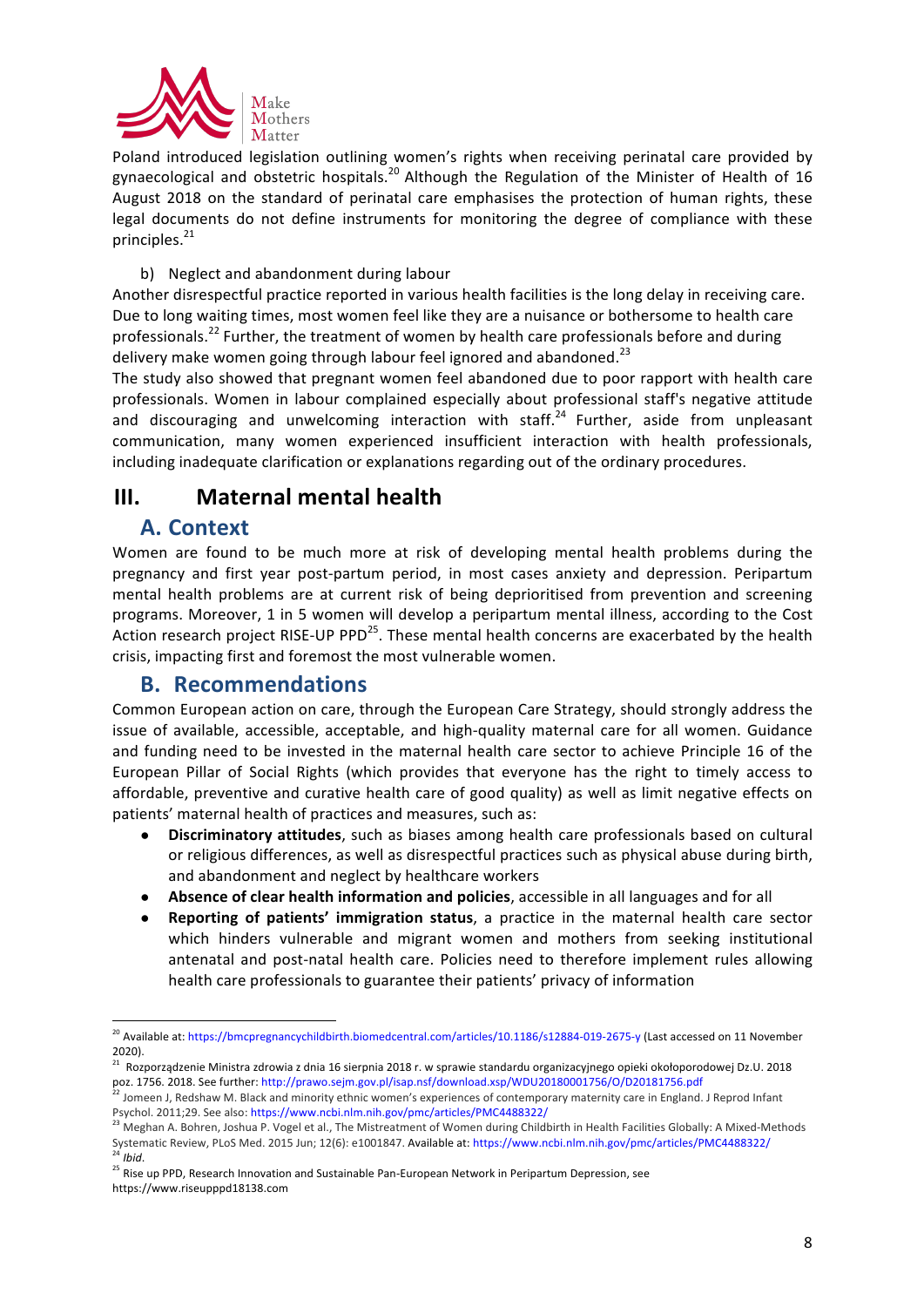Poland introduced legislation outlining women's rights when receiving perinatal care provided by gynaecological and obstetric hospitals.[20] Although the Regulation of the Minister of Health of 16 August 2018 on the standard of perinatal care emphasises the protection of human rights, these legal documents do not define instruments for monitoring the degree of compliance with these principles.[21]

b) Neglect and abandonment during labour

Another disrespectful practice reported in various health facilities is the long delay in receiving care. Due to long waiting times, most women feel like they are a nuisance or bothersome to health care professionals.[22] Further, the treatment of women by health care professionals before and during delivery make women going through labour feel ignored and abandoned.[23]

The study also showed that pregnant women feel abandoned due to poor rapport with health care professionals. Women in labour complained especially about professional staff's negative attitude and discouraging and unwelcoming interaction with staff.[24] Further, aside from unpleasant communication, many women experienced insufficient interaction with health professionals, including inadequate clarification or explanations regarding out of the ordinary procedures.

# III. Maternal mental health

## A. Context

Women are found to be much more at risk of developing mental health problems during the pregnancy and first year post-partum period, in most cases anxiety and depression. Peripartum mental health problems are at current risk of being deprioritised from prevention and screening programs. Moreover, 1 in 5 women will develop a peripartum mental illness, according to the Cost Action research project RISE-UP PPD[25]. These mental health concerns are exacerbated by the health crisis, impacting first and foremost the most vulnerable women.

## B. Recommendations

Common European action on care, through the European Care Strategy, should strongly address the issue of available, accessible, acceptable, and high-quality maternal care for all women. Guidance and funding need to be invested in the maternal health care sector to achieve Principle 16 of the European Pillar of Social Rights (which provides that everyone has the right to timely access to affordable, preventive and curative health care of good quality) as well as limit negative effects on patients' maternal health of practices and measures, such as:

- **Discriminatory attitudes**, such as biases among health care professionals based on cultural or religious differences, as well as disrespectful practices such as physical abuse during birth, and abandonment and neglect by healthcare workers
- **Absence of clear health information and policies**, accessible in all languages and for all
- **Reporting of patients' immigration status**, a practice in the maternal health care sector which hinders vulnerable and migrant women and mothers from seeking institutional antenatal and post-natal health care. Policies need to therefore implement rules allowing health care professionals to guarantee their patients' privacy of information

---

[20] Available at: https://bmcpregnancychildbirth.biomedcentral.com/articles/10.1186/s12884-019-2675-y (Last accessed on 11 November 2020).

[21] Rozporządzenie Ministra zdrowia z dnia 16 sierpnia 2018 r. w sprawie standardu organizacyjnego opieki okołoporodowej Dz.U. 2018 poz. 1756. 2018. See further: http://prawo.sejm.gov.pl/isap.nsf/download.xsp/WDU20180001756/O/D20181756.pdf

[22] Jomeen J, Redshaw M. Black and minority ethnic women's experiences of contemporary maternity care in England. J Reprod Infant Psychol. 2011;29. See also: https://www.ncbi.nlm.nih.gov/pmc/articles/PMC4488322/

[23] Meghan A. Bohren, Joshua P. Vogel et al., The Mistreatment of Women during Childbirth in Health Facilities Globally: A Mixed-Methods Systematic Review, PLoS Med. 2015 Jun; 12(6): e1001847. Available at: https://www.ncbi.nlm.nih.gov/pmc/articles/PMC4488322/

[24] *Ibid*.

[25] Rise up PPD, Research Innovation and Sustainable Pan-European Network in Peripartum Depression, see https://www.riseupppd18138.com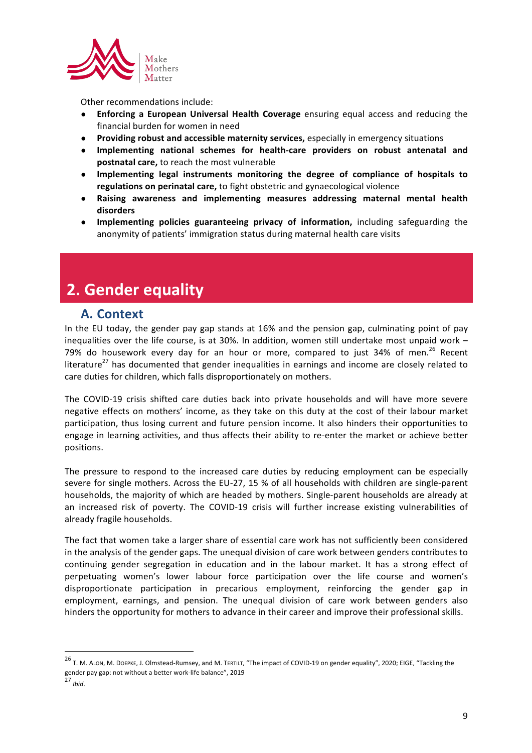Other recommendations include:

- **Enforcing a European Universal Health Coverage** ensuring equal access and reducing the financial burden for women in need
- **Providing robust and accessible maternity services,** especially in emergency situations
- **Implementing national schemes for health-care providers on robust antenatal and postnatal care,** to reach the most vulnerable
- **Implementing legal instruments monitoring the degree of compliance of hospitals to regulations on perinatal care,** to fight obstetric and gynaecological violence
- **Raising awareness and implementing measures addressing maternal mental health disorders**
- **Implementing policies guaranteeing privacy of information,** including safeguarding the anonymity of patients' immigration status during maternal health care visits

# 2. Gender equality

## A. Context

In the EU today, the gender pay gap stands at 16% and the pension gap, culminating point of pay inequalities over the life course, is at 30%. In addition, women still undertake most unpaid work – 79% do housework every day for an hour or more, compared to just 34% of men.[26] Recent literature[27] has documented that gender inequalities in earnings and income are closely related to care duties for children, which falls disproportionately on mothers.

The COVID-19 crisis shifted care duties back into private households and will have more severe negative effects on mothers' income, as they take on this duty at the cost of their labour market participation, thus losing current and future pension income. It also hinders their opportunities to engage in learning activities, and thus affects their ability to re-enter the market or achieve better positions.

The pressure to respond to the increased care duties by reducing employment can be especially severe for single mothers. Across the EU-27, 15 % of all households with children are single-parent households, the majority of which are headed by mothers. Single-parent households are already at an increased risk of poverty. The COVID-19 crisis will further increase existing vulnerabilities of already fragile households.

The fact that women take a larger share of essential care work has not sufficiently been considered in the analysis of the gender gaps. The unequal division of care work between genders contributes to continuing gender segregation in education and in the labour market. It has a strong effect of perpetuating women's lower labour force participation over the life course and women's disproportionate participation in precarious employment, reinforcing the gender gap in employment, earnings, and pension. The unequal division of care work between genders also hinders the opportunity for mothers to advance in their career and improve their professional skills.

---

[26] T. M. ALON, M. DOEPKE, J. Olmstead-Rumsey, and M. TERTILT, "The impact of COVID-19 on gender equality", 2020; EIGE, "Tackling the gender pay gap: not without a better work-life balance", 2019

[27] *Ibid*.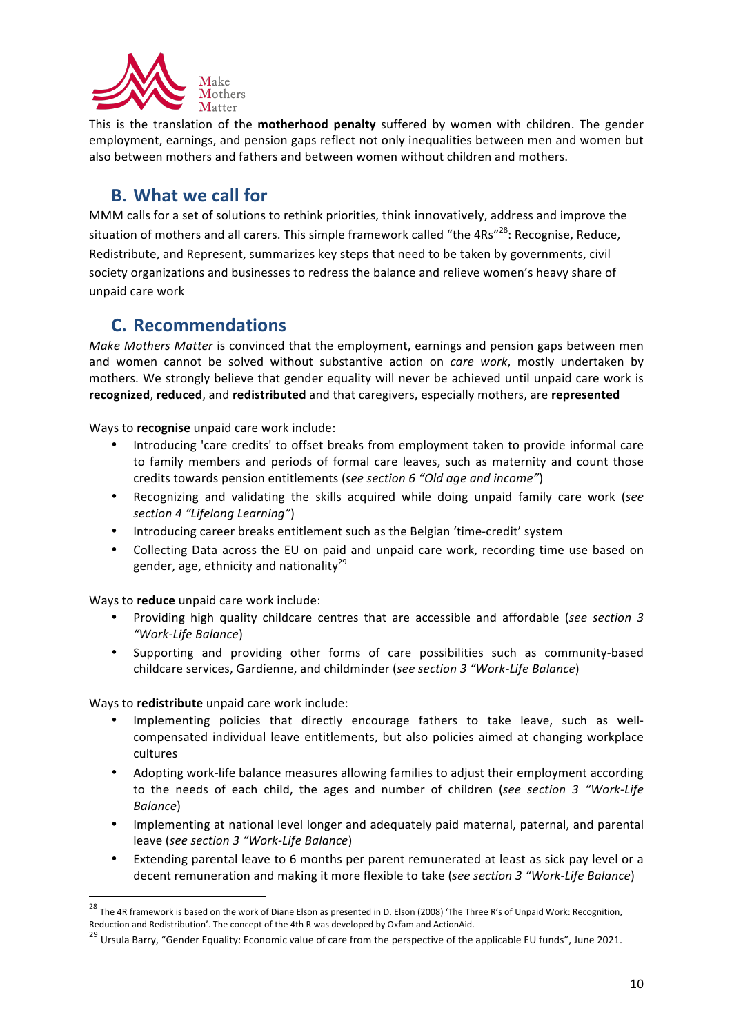This is the translation of the **motherhood penalty** suffered by women with children. The gender employment, earnings, and pension gaps reflect not only inequalities between men and women but also between mothers and fathers and between women without children and mothers.

## B. What we call for

MMM calls for a set of solutions to rethink priorities, think innovatively, address and improve the situation of mothers and all carers. This simple framework called "the 4Rs"[28]: Recognise, Reduce, Redistribute, and Represent, summarizes key steps that need to be taken by governments, civil society organizations and businesses to redress the balance and relieve women's heavy share of unpaid care work

## C. Recommendations

*Make Mothers Matter* is convinced that the employment, earnings and pension gaps between men and women cannot be solved without substantive action on *care work*, mostly undertaken by mothers. We strongly believe that gender equality will never be achieved until unpaid care work is **recognized**, **reduced**, and **redistributed** and that caregivers, especially mothers, are **represented**

Ways to **recognise** unpaid care work include:

- Introducing 'care credits' to offset breaks from employment taken to provide informal care to family members and periods of formal care leaves, such as maternity and count those credits towards pension entitlements (*see section 6 "Old age and income"*)
- Recognizing and validating the skills acquired while doing unpaid family care work (*see section 4 "Lifelong Learning"*)
- Introducing career breaks entitlement such as the Belgian 'time-credit' system
- Collecting Data across the EU on paid and unpaid care work, recording time use based on gender, age, ethnicity and nationality[29]

Ways to **reduce** unpaid care work include:

- Providing high quality childcare centres that are accessible and affordable (*see section 3 "Work-Life Balance*)
- Supporting and providing other forms of care possibilities such as community-based childcare services, Gardienne, and childminder (*see section 3 "Work-Life Balance*)

Ways to **redistribute** unpaid care work include:

- Implementing policies that directly encourage fathers to take leave, such as well-compensated individual leave entitlements, but also policies aimed at changing workplace cultures
- Adopting work-life balance measures allowing families to adjust their employment according to the needs of each child, the ages and number of children (*see section 3 "Work-Life Balance*)
- Implementing at national level longer and adequately paid maternal, paternal, and parental leave (*see section 3 "Work-Life Balance*)
- Extending parental leave to 6 months per parent remunerated at least as sick pay level or a decent remuneration and making it more flexible to take (*see section 3 "Work-Life Balance*)

---

[28] The 4R framework is based on the work of Diane Elson as presented in D. Elson (2008) 'The Three R's of Unpaid Work: Recognition, Reduction and Redistribution'. The concept of the 4th R was developed by Oxfam and ActionAid.

[29] Ursula Barry, "Gender Equality: Economic value of care from the perspective of the applicable EU funds", June 2021.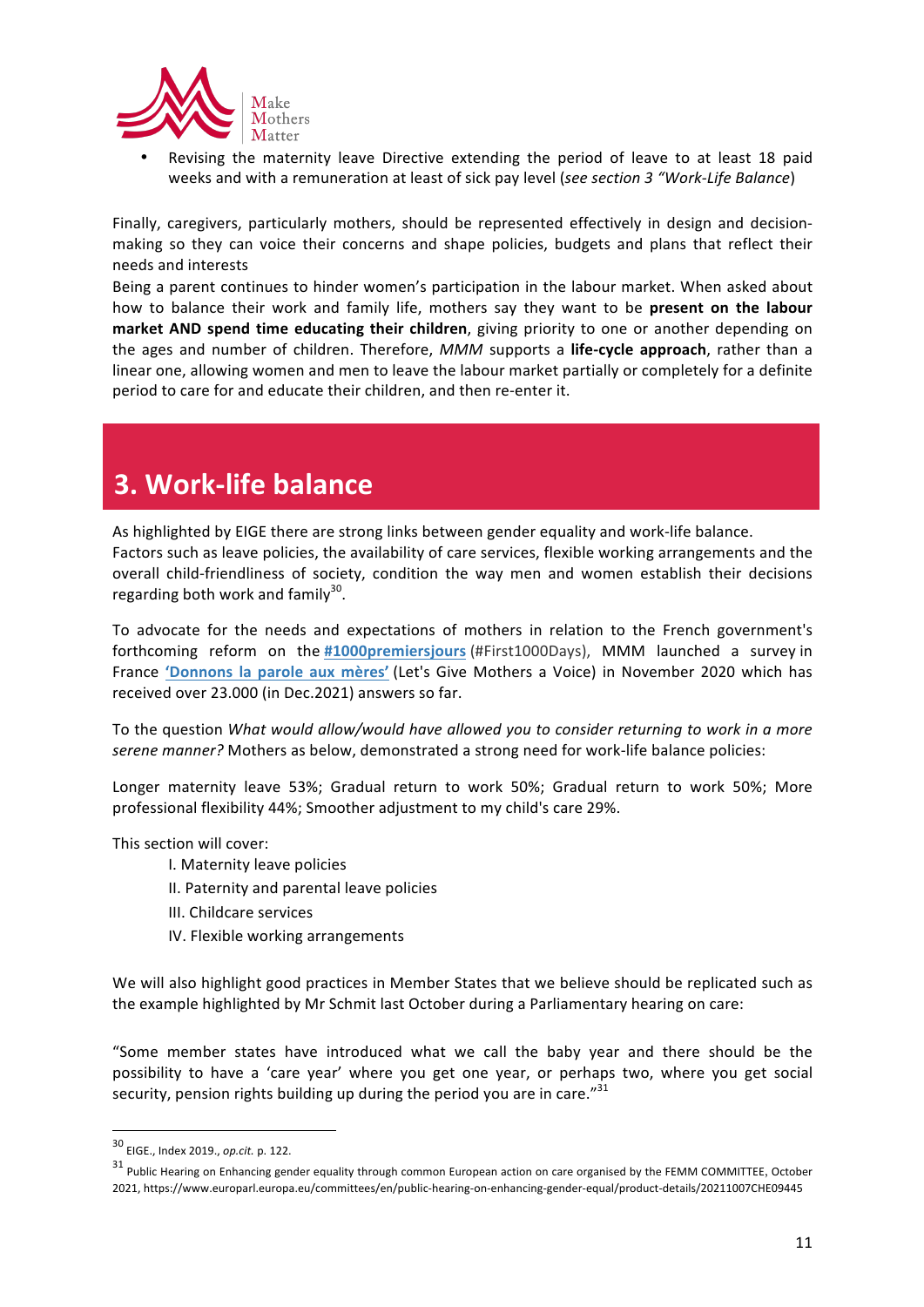- Revising the maternity leave Directive extending the period of leave to at least 18 paid weeks and with a remuneration at least of sick pay level (*see section 3 "Work-Life Balance*)

Finally, caregivers, particularly mothers, should be represented effectively in design and decision-making so they can voice their concerns and shape policies, budgets and plans that reflect their needs and interests

Being a parent continues to hinder women's participation in the labour market. When asked about how to balance their work and family life, mothers say they want to be **present on the labour market AND spend time educating their children**, giving priority to one or another depending on the ages and number of children. Therefore, *MMM* supports a **life-cycle approach**, rather than a linear one, allowing women and men to leave the labour market partially or completely for a definite period to care for and educate their children, and then re-enter it.

# 3. Work-life balance

As highlighted by EIGE there are strong links between gender equality and work-life balance. Factors such as leave policies, the availability of care services, flexible working arrangements and the overall child-friendliness of society, condition the way men and women establish their decisions regarding both work and family[30].

To advocate for the needs and expectations of mothers in relation to the French government's forthcoming reform on the **#1000premiersjours** (#First1000Days), MMM launched a survey in France **'Donnons la parole aux mères'** (Let's Give Mothers a Voice) in November 2020 which has received over 23.000 (in Dec.2021) answers so far.

To the question *What would allow/would have allowed you to consider returning to work in a more serene manner?* Mothers as below, demonstrated a strong need for work-life balance policies:

Longer maternity leave 53%; Gradual return to work 50%; Gradual return to work 50%; More professional flexibility 44%; Smoother adjustment to my child's care 29%.

This section will cover:

I. Maternity leave policies
II. Paternity and parental leave policies
III. Childcare services
IV. Flexible working arrangements

We will also highlight good practices in Member States that we believe should be replicated such as the example highlighted by Mr Schmit last October during a Parliamentary hearing on care:

"Some member states have introduced what we call the baby year and there should be the possibility to have a 'care year' where you get one year, or perhaps two, where you get social security, pension rights building up during the period you are in care."[31]

---

[30] EIGE., Index 2019., *op.cit.* p. 122.

[31] Public Hearing on Enhancing gender equality through common European action on care organised by the FEMM COMMITTEE, October 2021, https://www.europarl.europa.eu/committees/en/public-hearing-on-enhancing-gender-equal/product-details/20211007CHE09445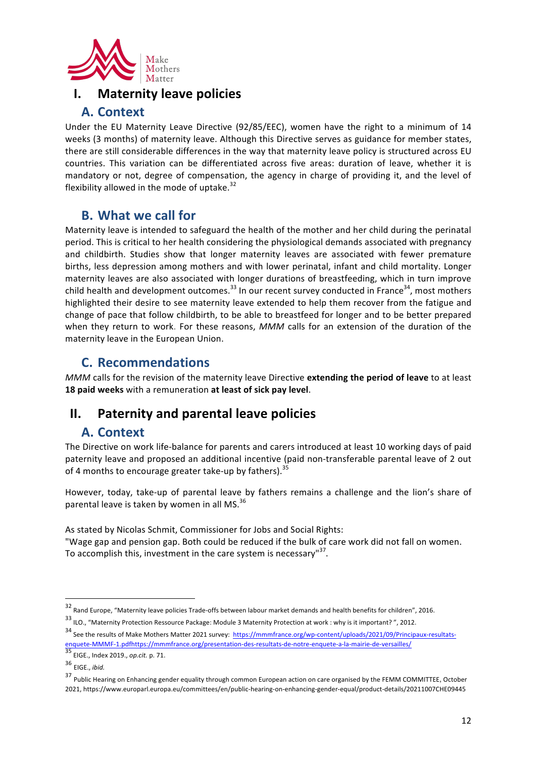# I. Maternity leave policies

## A. Context

Under the EU Maternity Leave Directive (92/85/EEC), women have the right to a minimum of 14 weeks (3 months) of maternity leave. Although this Directive serves as guidance for member states, there are still considerable differences in the way that maternity leave policy is structured across EU countries. This variation can be differentiated across five areas: duration of leave, whether it is mandatory or not, degree of compensation, the agency in charge of providing it, and the level of flexibility allowed in the mode of uptake.[32]

## B. What we call for

Maternity leave is intended to safeguard the health of the mother and her child during the perinatal period. This is critical to her health considering the physiological demands associated with pregnancy and childbirth. Studies show that longer maternity leaves are associated with fewer premature births, less depression among mothers and with lower perinatal, infant and child mortality. Longer maternity leaves are also associated with longer durations of breastfeeding, which in turn improve child health and development outcomes.[33] In our recent survey conducted in France[34], most mothers highlighted their desire to see maternity leave extended to help them recover from the fatigue and change of pace that follow childbirth, to be able to breastfeed for longer and to be better prepared when they return to work. For these reasons, *MMM* calls for an extension of the duration of the maternity leave in the European Union.

## C. Recommendations

*MMM* calls for the revision of the maternity leave Directive **extending the period of leave** to at least **18 paid weeks** with a remuneration **at least of sick pay level**.

# II. Paternity and parental leave policies

## A. Context

The Directive on work life-balance for parents and carers introduced at least 10 working days of paid paternity leave and proposed an additional incentive (paid non-transferable parental leave of 2 out of 4 months to encourage greater take-up by fathers).[35]

However, today, take-up of parental leave by fathers remains a challenge and the lion's share of parental leave is taken by women in all MS.[36]

As stated by Nicolas Schmit, Commissioner for Jobs and Social Rights:
"Wage gap and pension gap. Both could be reduced if the bulk of care work did not fall on women. To accomplish this, investment in the care system is necessary"[37].

---

[32] Rand Europe, "Maternity leave policies Trade-offs between labour market demands and health benefits for children", 2016.

[33] ILO., "Maternity Protection Ressource Package: Module 3 Maternity Protection at work : why is it important? ", 2012.

[34] See the results of Make Mothers Matter 2021 survey: https://mmmfrance.org/wp-content/uploads/2021/09/Principaux-resultats-enquete-MMMF-1.pdfhttps://mmmfrance.org/presentation-des-resultats-de-notre-enquete-a-la-mairie-de-versailles/

[35] EIGE., Index 2019., *op.cit.* p. 71.

[36] EIGE., *ibid.*

[37] Public Hearing on Enhancing gender equality through common European action on care organised by the FEMM COMMITTEE, October 2021, https://www.europarl.europa.eu/committees/en/public-hearing-on-enhancing-gender-equal/product-details/20211007CHE09445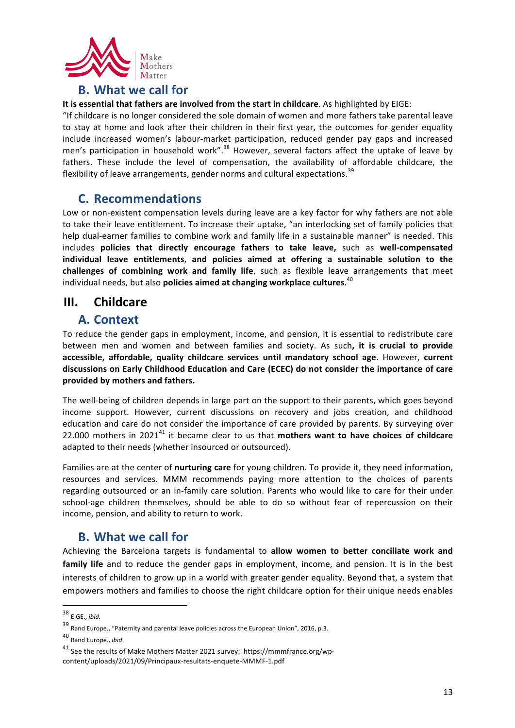## B. What we call for

**It is essential that fathers are involved from the start in childcare**. As highlighted by EIGE: "If childcare is no longer considered the sole domain of women and more fathers take parental leave to stay at home and look after their children in their first year, the outcomes for gender equality include increased women's labour-market participation, reduced gender pay gaps and increased men's participation in household work".[38] However, several factors affect the uptake of leave by fathers. These include the level of compensation, the availability of affordable childcare, the flexibility of leave arrangements, gender norms and cultural expectations.[39]

## C. Recommendations

Low or non-existent compensation levels during leave are a key factor for why fathers are not able to take their leave entitlement. To increase their uptake, "an interlocking set of family policies that help dual-earner families to combine work and family life in a sustainable manner" is needed. This includes **policies that directly encourage fathers to take leave,** such as **well-compensated individual leave entitlements**, **and policies aimed at offering a sustainable solution to the challenges of combining work and family life**, such as flexible leave arrangements that meet individual needs, but also **policies aimed at changing workplace cultures**.[40]

# III. Childcare

## A. Context

To reduce the gender gaps in employment, income, and pension, it is essential to redistribute care between men and women and between families and society. As such**, it is crucial to provide accessible, affordable, quality childcare services until mandatory school age**. However, **current discussions on Early Childhood Education and Care (ECEC) do not consider the importance of care provided by mothers and fathers.**

The well-being of children depends in large part on the support to their parents, which goes beyond income support. However, current discussions on recovery and jobs creation, and childhood education and care do not consider the importance of care provided by parents. By surveying over 22.000 mothers in 2021[41] it became clear to us that **mothers want to have choices of childcare** adapted to their needs (whether insourced or outsourced).

Families are at the center of **nurturing care** for young children. To provide it, they need information, resources and services. MMM recommends paying more attention to the choices of parents regarding outsourced or an in-family care solution. Parents who would like to care for their under school-age children themselves, should be able to do so without fear of repercussion on their income, pension, and ability to return to work.

## B. What we call for

Achieving the Barcelona targets is fundamental to **allow women to better conciliate work and family life** and to reduce the gender gaps in employment, income, and pension. It is in the best interests of children to grow up in a world with greater gender equality. Beyond that, a system that empowers mothers and families to choose the right childcare option for their unique needs enables

---

[38] EIGE., *ibid.*

[39] Rand Europe., "Paternity and parental leave policies across the European Union", 2016, p.3.

[40] Rand Europe., *ibid.*

[41] See the results of Make Mothers Matter 2021 survey: https://mmmfrance.org/wp-content/uploads/2021/09/Principaux-resultats-enquete-MMMF-1.pdf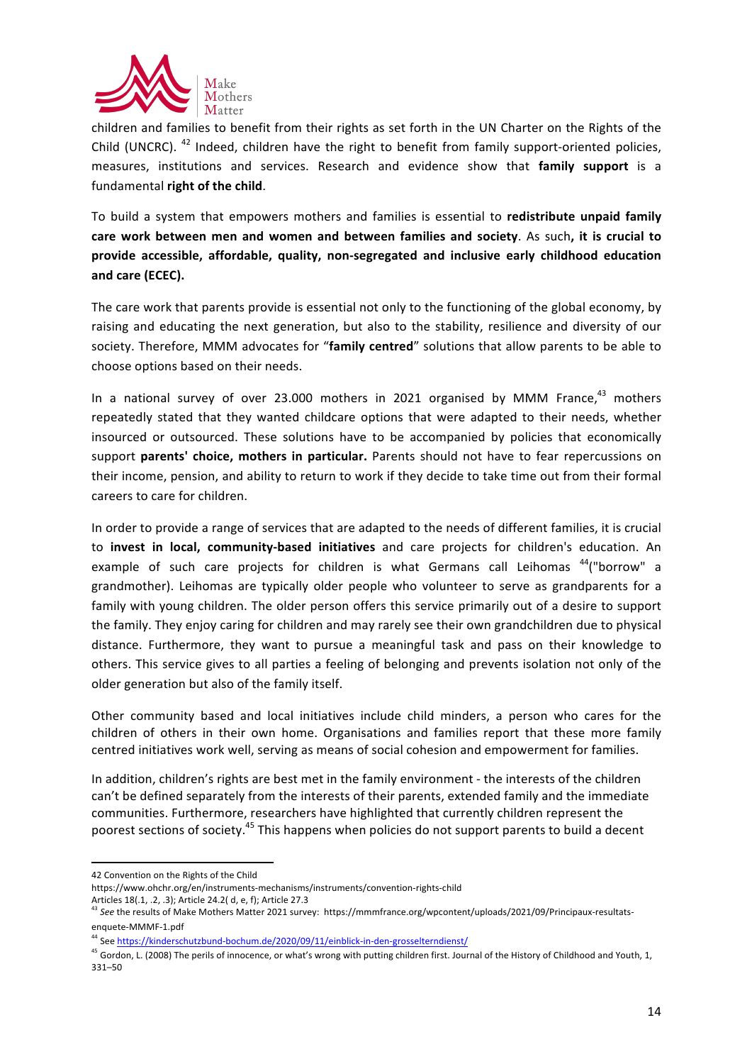children and families to benefit from their rights as set forth in the UN Charter on the Rights of the Child (UNCRC). [42] Indeed, children have the right to benefit from family support-oriented policies, measures, institutions and services. Research and evidence show that **family support** is a fundamental **right of the child**.

To build a system that empowers mothers and families is essential to **redistribute unpaid family care work between men and women and between families and society**. As such**, it is crucial to provide accessible, affordable, quality, non-segregated and inclusive early childhood education and care (ECEC).**

The care work that parents provide is essential not only to the functioning of the global economy, by raising and educating the next generation, but also to the stability, resilience and diversity of our society. Therefore, MMM advocates for "**family centred**" solutions that allow parents to be able to choose options based on their needs.

In a national survey of over 23.000 mothers in 2021 organised by MMM France,[43] mothers repeatedly stated that they wanted childcare options that were adapted to their needs, whether insourced or outsourced. These solutions have to be accompanied by policies that economically support **parents' choice, mothers in particular.** Parents should not have to fear repercussions on their income, pension, and ability to return to work if they decide to take time out from their formal careers to care for children.

In order to provide a range of services that are adapted to the needs of different families, it is crucial to **invest in local, community-based initiatives** and care projects for children's education. An example of such care projects for children is what Germans call Leihomas [44]("borrow" a grandmother). Leihomas are typically older people who volunteer to serve as grandparents for a family with young children. The older person offers this service primarily out of a desire to support the family. They enjoy caring for children and may rarely see their own grandchildren due to physical distance. Furthermore, they want to pursue a meaningful task and pass on their knowledge to others. This service gives to all parties a feeling of belonging and prevents isolation not only of the older generation but also of the family itself.

Other community based and local initiatives include child minders, a person who cares for the children of others in their own home. Organisations and families report that these more family centred initiatives work well, serving as means of social cohesion and empowerment for families.

In addition, children's rights are best met in the family environment - the interests of the children can't be defined separately from the interests of their parents, extended family and the immediate communities. Furthermore, researchers have highlighted that currently children represent the poorest sections of society.[45] This happens when policies do not support parents to build a decent

---

42 Convention on the Rights of the Child
https://www.ohchr.org/en/instruments-mechanisms/instruments/convention-rights-child
Articles 18(.1, .2, .3); Article 24.2( d, e, f); Article 27.3

[43] *See* the results of Make Mothers Matter 2021 survey: https://mmmfrance.org/wpcontent/uploads/2021/09/Principaux-resultats-enquete-MMMF-1.pdf

[44] See https://kinderschutzbund-bochum.de/2020/09/11/einblick-in-den-grosselterndienst/

[45] Gordon, L. (2008) The perils of innocence, or what's wrong with putting children first. Journal of the History of Childhood and Youth, 1, 331–50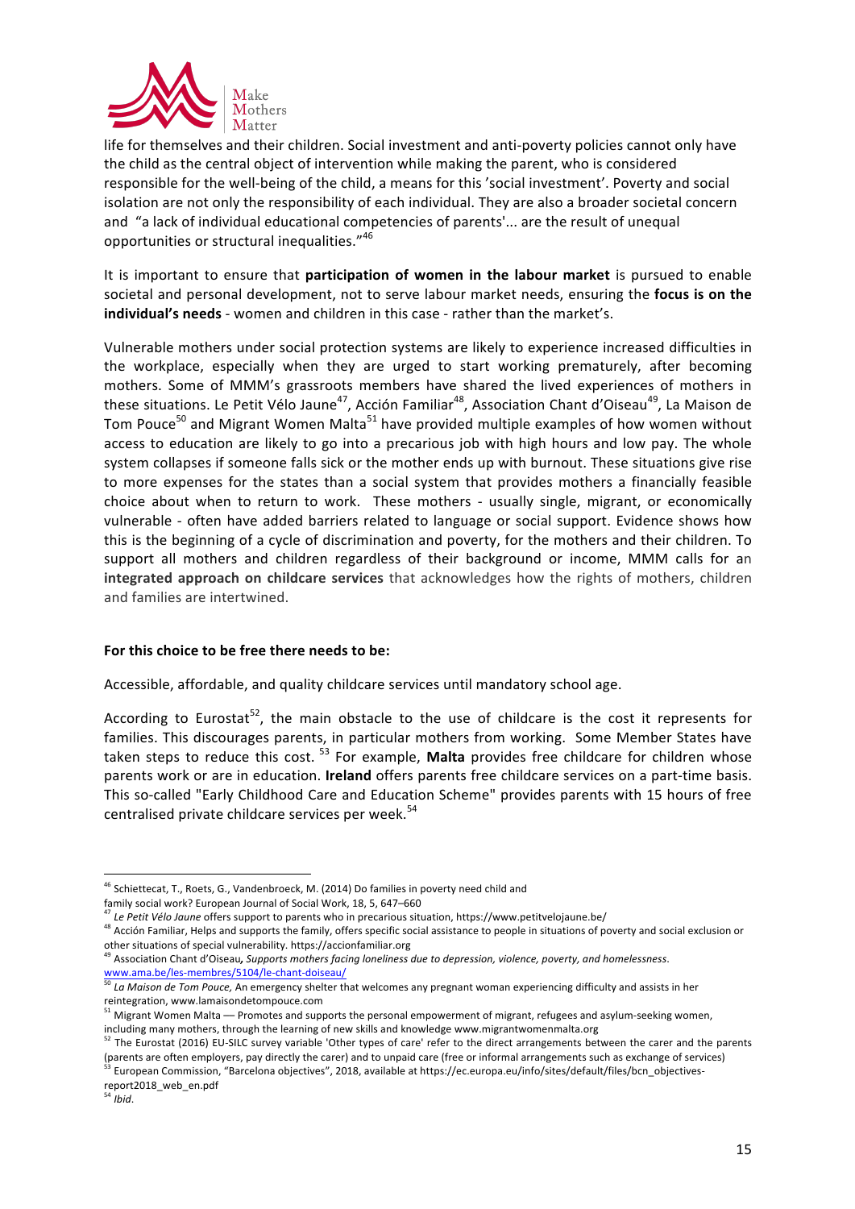life for themselves and their children. Social investment and anti-poverty policies cannot only have the child as the central object of intervention while making the parent, who is considered responsible for the well-being of the child, a means for this 'social investment'. Poverty and social isolation are not only the responsibility of each individual. They are also a broader societal concern and "a lack of individual educational competencies of parents'... are the result of unequal opportunities or structural inequalities."[46]

It is important to ensure that **participation of women in the labour market** is pursued to enable societal and personal development, not to serve labour market needs, ensuring the **focus is on the individual's needs** - women and children in this case - rather than the market's.

Vulnerable mothers under social protection systems are likely to experience increased difficulties in the workplace, especially when they are urged to start working prematurely, after becoming mothers. Some of MMM's grassroots members have shared the lived experiences of mothers in these situations. Le Petit Vélo Jaune[47], Acción Familiar[48], Association Chant d'Oiseau[49], La Maison de Tom Pouce[50] and Migrant Women Malta[51] have provided multiple examples of how women without access to education are likely to go into a precarious job with high hours and low pay. The whole system collapses if someone falls sick or the mother ends up with burnout. These situations give rise to more expenses for the states than a social system that provides mothers a financially feasible choice about when to return to work. These mothers - usually single, migrant, or economically vulnerable - often have added barriers related to language or social support. Evidence shows how this is the beginning of a cycle of discrimination and poverty, for the mothers and their children. To support all mothers and children regardless of their background or income, MMM calls for an **integrated approach on childcare services** that acknowledges how the rights of mothers, children and families are intertwined.

**For this choice to be free there needs to be:**

Accessible, affordable, and quality childcare services until mandatory school age.

According to Eurostat[52], the main obstacle to the use of childcare is the cost it represents for families. This discourages parents, in particular mothers from working. Some Member States have taken steps to reduce this cost. [53] For example, **Malta** provides free childcare for children whose parents work or are in education. **Ireland** offers parents free childcare services on a part-time basis. This so-called "Early Childhood Care and Education Scheme" provides parents with 15 hours of free centralised private childcare services per week.[54]

---

[46] Schiettecat, T., Roets, G., Vandenbroeck, M. (2014) Do families in poverty need child and family social work? European Journal of Social Work, 18, 5, 647–660

[47] *Le Petit Vélo Jaune* offers support to parents who in precarious situation, https://www.petitvelojaune.be/

[48] Acción Familiar, Helps and supports the family, offers specific social assistance to people in situations of poverty and social exclusion or other situations of special vulnerability. https://accionfamiliar.org

[49] Association Chant d'Oiseau*, Supports mothers facing loneliness due to depression, violence, poverty, and homelessness*. www.ama.be/les-membres/5104/le-chant-doiseau/

[50] *La Maison de Tom Pouce,* An emergency shelter that welcomes any pregnant woman experiencing difficulty and assists in her reintegration, www.lamaisondetompouce.com

[51] Migrant Women Malta — Promotes and supports the personal empowerment of migrant, refugees and asylum-seeking women, including many mothers, through the learning of new skills and knowledge www.migrantwomenmalta.org

[52] The Eurostat (2016) EU-SILC survey variable 'Other types of care' refer to the direct arrangements between the carer and the parents (parents are often employers, pay directly the carer) and to unpaid care (free or informal arrangements such as exchange of services)

[53] European Commission, "Barcelona objectives", 2018, available at https://ec.europa.eu/info/sites/default/files/bcn_objectives-report2018_web_en.pdf

[54] *Ibid*.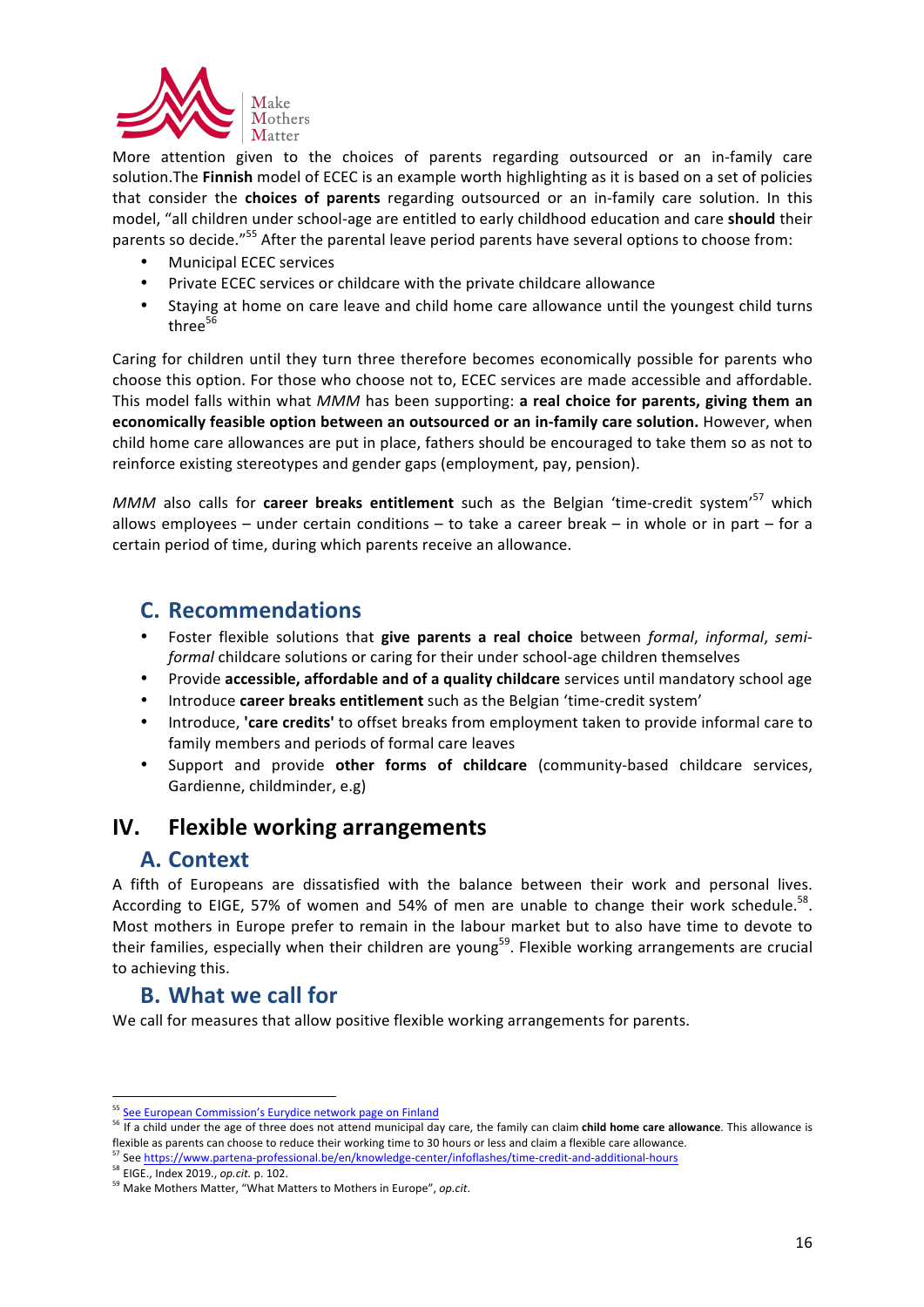More attention given to the choices of parents regarding outsourced or an in-family care solution.The **Finnish** model of ECEC is an example worth highlighting as it is based on a set of policies that consider the **choices of parents** regarding outsourced or an in-family care solution. In this model, "all children under school-age are entitled to early childhood education and care **should** their parents so decide."[55] After the parental leave period parents have several options to choose from:

- Municipal ECEC services
- Private ECEC services or childcare with the private childcare allowance
- Staying at home on care leave and child home care allowance until the youngest child turns three[56]

Caring for children until they turn three therefore becomes economically possible for parents who choose this option. For those who choose not to, ECEC services are made accessible and affordable. This model falls within what *MMM* has been supporting: **a real choice for parents, giving them an economically feasible option between an outsourced or an in-family care solution.** However, when child home care allowances are put in place, fathers should be encouraged to take them so as not to reinforce existing stereotypes and gender gaps (employment, pay, pension).

*MMM* also calls for **career breaks entitlement** such as the Belgian 'time-credit system'[57] which allows employees – under certain conditions – to take a career break – in whole or in part – for a certain period of time, during which parents receive an allowance.

### C. Recommendations

- Foster flexible solutions that **give parents a real choice** between *formal*, *informal*, *semi-formal* childcare solutions or caring for their under school-age children themselves
- Provide **accessible, affordable and of a quality childcare** services until mandatory school age
- Introduce **career breaks entitlement** such as the Belgian 'time-credit system'
- Introduce, **'care credits'** to offset breaks from employment taken to provide informal care to family members and periods of formal care leaves
- Support and provide **other forms of childcare** (community-based childcare services, Gardienne, childminder, e.g)

## IV. Flexible working arrangements

### A. Context

A fifth of Europeans are dissatisfied with the balance between their work and personal lives. According to EIGE, 57% of women and 54% of men are unable to change their work schedule.[58]. Most mothers in Europe prefer to remain in the labour market but to also have time to devote to their families, especially when their children are young[59]. Flexible working arrangements are crucial to achieving this.

### B. What we call for

We call for measures that allow positive flexible working arrangements for parents.

---

[55] See European Commission's Eurydice network page on Finland

[56] If a child under the age of three does not attend municipal day care, the family can claim **child home care allowance**. This allowance is flexible as parents can choose to reduce their working time to 30 hours or less and claim a flexible care allowance.

[57] See https://www.partena-professional.be/en/knowledge-center/infoflashes/time-credit-and-additional-hours

[58] EIGE., Index 2019., *op.cit.* p. 102.

[59] Make Mothers Matter, "What Matters to Mothers in Europe", *op.cit*.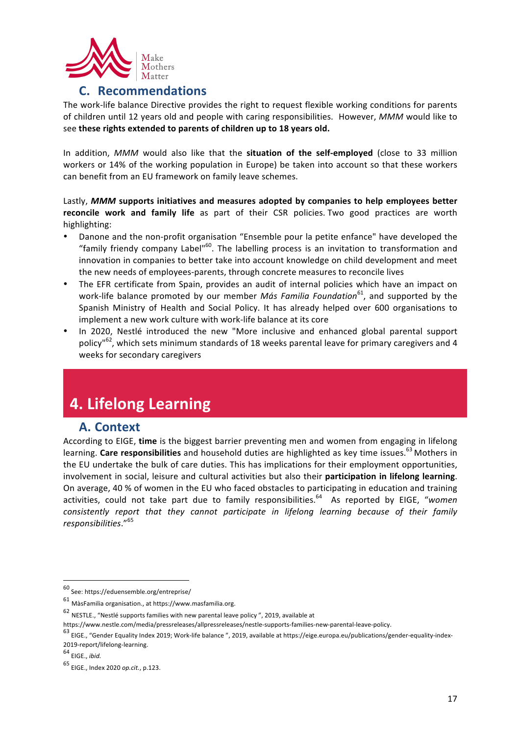## C. Recommendations

The work-life balance Directive provides the right to request flexible working conditions for parents of children until 12 years old and people with caring responsibilities. However, *MMM* would like to see **these rights extended to parents of children up to 18 years old.**

In addition, *MMM* would also like that the **situation of the self-employed** (close to 33 million workers or 14% of the working population in Europe) be taken into account so that these workers can benefit from an EU framework on family leave schemes.

Lastly, ***MMM*** **supports initiatives and measures adopted by companies to help employees better reconcile work and family life** as part of their CSR policies. Two good practices are worth highlighting:

- Danone and the non-profit organisation "Ensemble pour la petite enfance" have developed the "family friendly company Label"[60]. The labelling process is an invitation to transformation and innovation in companies to better take into account knowledge on child development and meet the new needs of employees-parents, through concrete measures to reconcile lives
- The EFR certificate from Spain, provides an audit of internal policies which have an impact on work-life balance promoted by our member *Más Familia Foundation*[61], and supported by the Spanish Ministry of Health and Social Policy. It has already helped over 600 organisations to implement a new work culture with work-life balance at its core
- In 2020, Nestlé introduced the new "More inclusive and enhanced global parental support policy"[62], which sets minimum standards of 18 weeks parental leave for primary caregivers and 4 weeks for secondary caregivers

# 4. Lifelong Learning

## A. Context

According to EIGE, **time** is the biggest barrier preventing men and women from engaging in lifelong learning. **Care responsibilities** and household duties are highlighted as key time issues.[63] Mothers in the EU undertake the bulk of care duties. This has implications for their employment opportunities, involvement in social, leisure and cultural activities but also their **participation in lifelong learning**. On average, 40 % of women in the EU who faced obstacles to participating in education and training activities, could not take part due to family responsibilities.[64] As reported by EIGE, "*women consistently report that they cannot participate in lifelong learning because of their family responsibilities*."[65]

---

[60] See: https://eduensemble.org/entreprise/

[61] MàsFamilia organisation., at https://www.masfamilia.org.

[62] NESTLE., "Nestlé supports families with new parental leave policy ", 2019, available at https://www.nestle.com/media/pressreleases/allpressreleases/nestle-supports-families-new-parental-leave-policy.

[63] EIGE., "Gender Equality Index 2019; Work-life balance ", 2019, available at https://eige.europa.eu/publications/gender-equality-index-2019-report/lifelong-learning.

[64] EIGE., *ibid.*

[65] EIGE., Index 2020 *op.cit.*, p.123.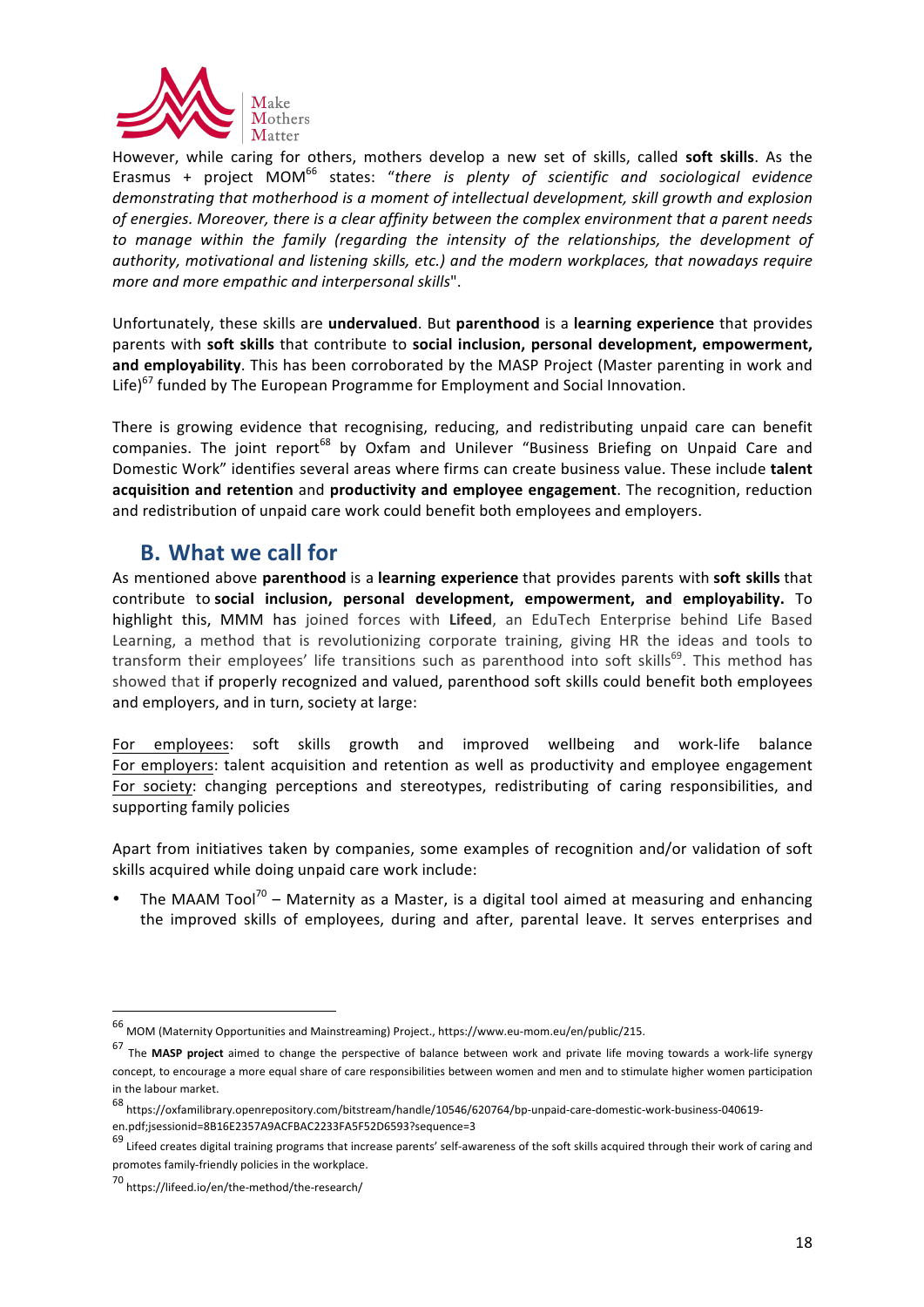However, while caring for others, mothers develop a new set of skills, called **soft skills**. As the Erasmus + project MOM[66] states: "*there is plenty of scientific and sociological evidence demonstrating that motherhood is a moment of intellectual development, skill growth and explosion of energies. Moreover, there is a clear affinity between the complex environment that a parent needs to manage within the family (regarding the intensity of the relationships, the development of authority, motivational and listening skills, etc.) and the modern workplaces, that nowadays require more and more empathic and interpersonal skills*".

Unfortunately, these skills are **undervalued**. But **parenthood** is a **learning experience** that provides parents with **soft skills** that contribute to **social inclusion, personal development, empowerment, and employability**. This has been corroborated by the MASP Project (Master parenting in work and Life)[67] funded by The European Programme for Employment and Social Innovation.

There is growing evidence that recognising, reducing, and redistributing unpaid care can benefit companies. The joint report[68] by Oxfam and Unilever "Business Briefing on Unpaid Care and Domestic Work" identifies several areas where firms can create business value. These include **talent acquisition and retention** and **productivity and employee engagement**. The recognition, reduction and redistribution of unpaid care work could benefit both employees and employers.

## B. What we call for

As mentioned above **parenthood** is a **learning experience** that provides parents with **soft skills** that contribute to **social inclusion, personal development, empowerment, and employability.** To highlight this, MMM has joined forces with **Lifeed**, an EduTech Enterprise behind Life Based Learning, a method that is revolutionizing corporate training, giving HR the ideas and tools to transform their employees' life transitions such as parenthood into soft skills[69]. This method has showed that if properly recognized and valued, parenthood soft skills could benefit both employees and employers, and in turn, society at large:

For employees: soft skills growth and improved wellbeing and work-life balance
For employers: talent acquisition and retention as well as productivity and employee engagement
For society: changing perceptions and stereotypes, redistributing of caring responsibilities, and supporting family policies

Apart from initiatives taken by companies, some examples of recognition and/or validation of soft skills acquired while doing unpaid care work include:

- The MAAM Tool[70] – Maternity as a Master, is a digital tool aimed at measuring and enhancing the improved skills of employees, during and after, parental leave. It serves enterprises and

---

[66] MOM (Maternity Opportunities and Mainstreaming) Project., https://www.eu-mom.eu/en/public/215.

[67] The **MASP project** aimed to change the perspective of balance between work and private life moving towards a work-life synergy concept, to encourage a more equal share of care responsibilities between women and men and to stimulate higher women participation in the labour market.

[68] https://oxfamilibrary.openrepository.com/bitstream/handle/10546/620764/bp-unpaid-care-domestic-work-business-040619-en.pdf;jsessionid=8B16E2357A9ACFBAC2233FA5F52D6593?sequence=3

[69] Lifeed creates digital training programs that increase parents' self-awareness of the soft skills acquired through their work of caring and promotes family-friendly policies in the workplace.

[70] https://lifeed.io/en/the-method/the-research/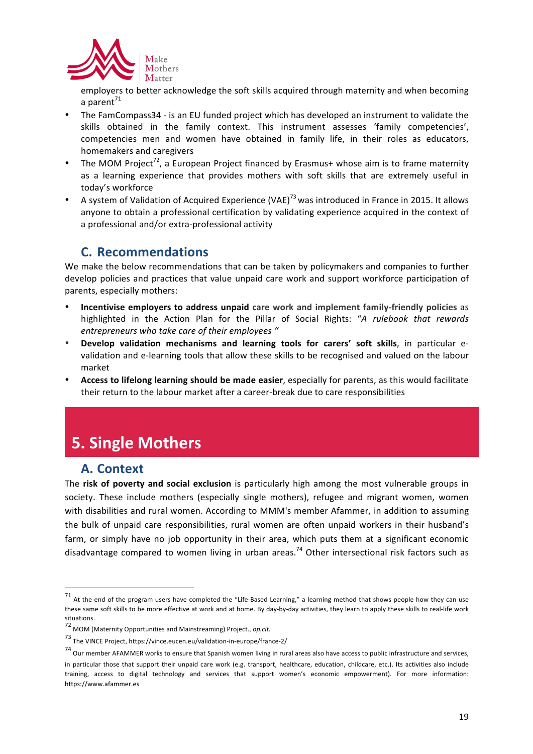employers to better acknowledge the soft skills acquired through maternity and when becoming a parent[71]

- The FamCompass34 - is an EU funded project which has developed an instrument to validate the skills obtained in the family context. This instrument assesses 'family competencies', competencies men and women have obtained in family life, in their roles as educators, homemakers and caregivers
- The MOM Project[72], a European Project financed by Erasmus+ whose aim is to frame maternity as a learning experience that provides mothers with soft skills that are extremely useful in today's workforce
- A system of Validation of Acquired Experience (VAE)[73] was introduced in France in 2015. It allows anyone to obtain a professional certification by validating experience acquired in the context of a professional and/or extra-professional activity

## C. Recommendations

We make the below recommendations that can be taken by policymakers and companies to further develop policies and practices that value unpaid care work and support workforce participation of parents, especially mothers:

- **Incentivise employers to address unpaid care work and implement family-friendly policies** as highlighted in the Action Plan for the Pillar of Social Rights: "*A rulebook that rewards entrepreneurs who take care of their employees* "
- **Develop validation mechanisms and learning tools for carers' soft skills**, in particular e-validation and e-learning tools that allow these skills to be recognised and valued on the labour market
- **Access to lifelong learning should be made easier**, especially for parents, as this would facilitate their return to the labour market after a career-break due to care responsibilities

# 5. Single Mothers

## A. Context

The **risk of poverty and social exclusion** is particularly high among the most vulnerable groups in society. These include mothers (especially single mothers), refugee and migrant women, women with disabilities and rural women. According to MMM's member Afammer, in addition to assuming the bulk of unpaid care responsibilities, rural women are often unpaid workers in their husband's farm, or simply have no job opportunity in their area, which puts them at a significant economic disadvantage compared to women living in urban areas.[74] Other intersectional risk factors such as

---

[71] At the end of the program users have completed the "Life-Based Learning," a learning method that shows people how they can use these same soft skills to be more effective at work and at home. By day-by-day activities, they learn to apply these skills to real-life work situations.

[72] MOM (Maternity Opportunities and Mainstreaming) Project., *op.cit.*

[73] The VINCE Project, https://vince.eucen.eu/validation-in-europe/france-2/

[74] Our member AFAMMER works to ensure that Spanish women living in rural areas also have access to public infrastructure and services, in particular those that support their unpaid care work (e.g. transport, healthcare, education, childcare, etc.). Its activities also include training, access to digital technology and services that support women's economic empowerment). For more information: https://www.afammer.es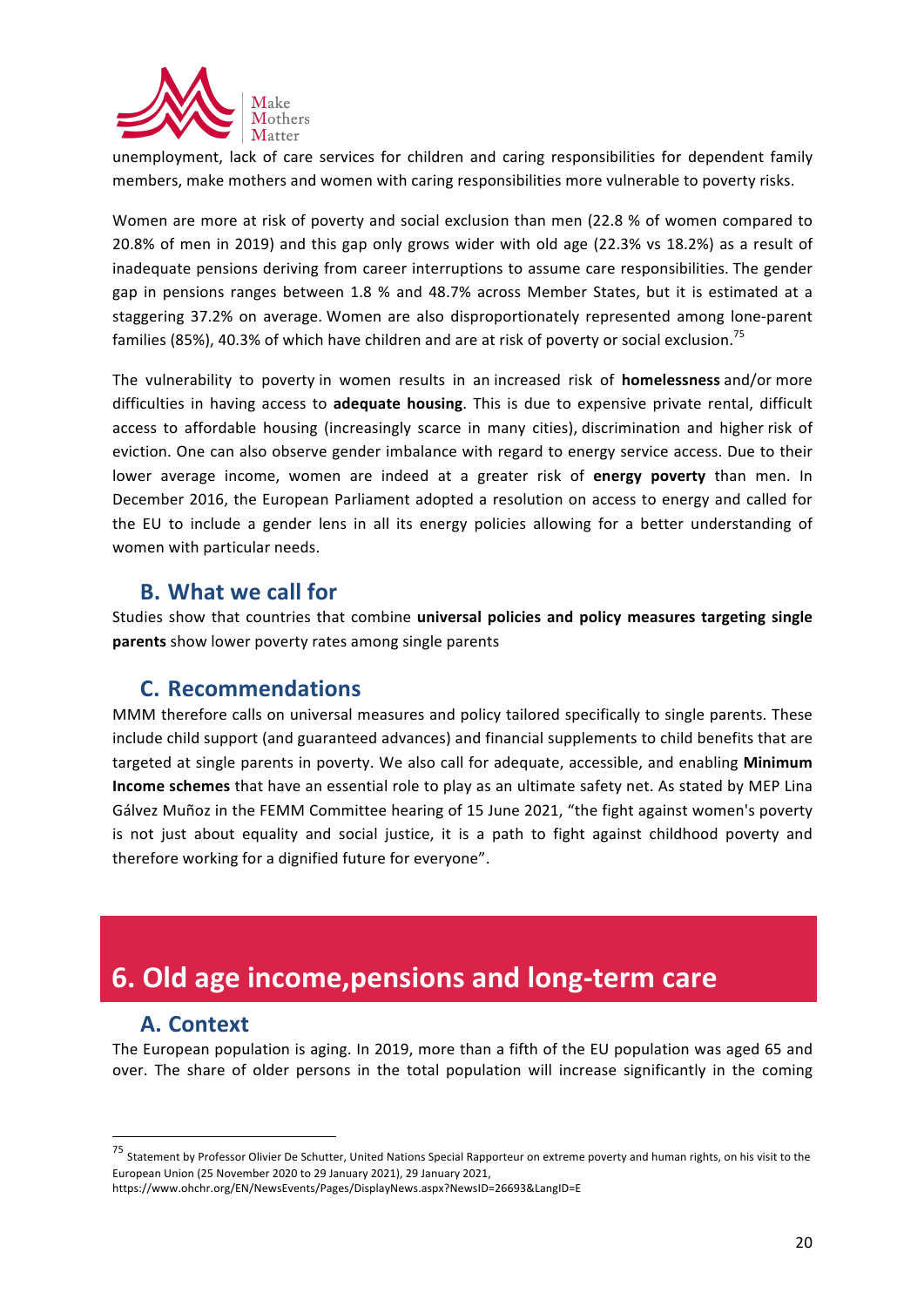unemployment, lack of care services for children and caring responsibilities for dependent family members, make mothers and women with caring responsibilities more vulnerable to poverty risks.

Women are more at risk of poverty and social exclusion than men (22.8 % of women compared to 20.8% of men in 2019) and this gap only grows wider with old age (22.3% vs 18.2%) as a result of inadequate pensions deriving from career interruptions to assume care responsibilities. The gender gap in pensions ranges between 1.8 % and 48.7% across Member States, but it is estimated at a staggering 37.2% on average. Women are also disproportionately represented among lone-parent families (85%), 40.3% of which have children and are at risk of poverty or social exclusion.[75]

The vulnerability to poverty in women results in an increased risk of **homelessness** and/or more difficulties in having access to **adequate housing**. This is due to expensive private rental, difficult access to affordable housing (increasingly scarce in many cities), discrimination and higher risk of eviction. One can also observe gender imbalance with regard to energy service access. Due to their lower average income, women are indeed at a greater risk of **energy poverty** than men. In December 2016, the European Parliament adopted a resolution on access to energy and called for the EU to include a gender lens in all its energy policies allowing for a better understanding of women with particular needs.

### B. What we call for

Studies show that countries that combine **universal policies and policy measures targeting single parents** show lower poverty rates among single parents

### C. Recommendations

MMM therefore calls on universal measures and policy tailored specifically to single parents. These include child support (and guaranteed advances) and financial supplements to child benefits that are targeted at single parents in poverty. We also call for adequate, accessible, and enabling **Minimum Income schemes** that have an essential role to play as an ultimate safety net. As stated by MEP Lina Gálvez Muñoz in the FEMM Committee hearing of 15 June 2021, “the fight against women's poverty is not just about equality and social justice, it is a path to fight against childhood poverty and therefore working for a dignified future for everyone”.

## 6. Old age income,pensions and long-term care

### A. Context

The European population is aging. In 2019, more than a fifth of the EU population was aged 65 and over. The share of older persons in the total population will increase significantly in the coming

---

[75] Statement by Professor Olivier De Schutter, United Nations Special Rapporteur on extreme poverty and human rights, on his visit to the European Union (25 November 2020 to 29 January 2021), 29 January 2021, https://www.ohchr.org/EN/NewsEvents/Pages/DisplayNews.aspx?NewsID=26693&LangID=E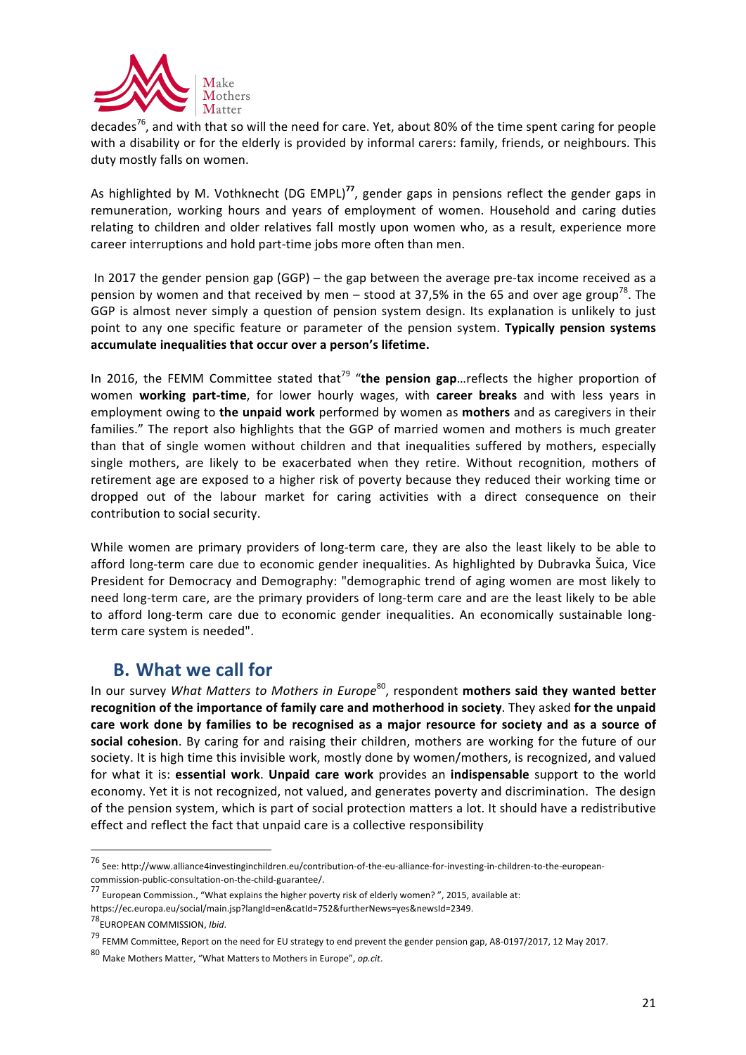decades[76], and with that so will the need for care. Yet, about 80% of the time spent caring for people with a disability or for the elderly is provided by informal carers: family, friends, or neighbours. This duty mostly falls on women.

As highlighted by M. Vothknecht (DG EMPL)**[77]**, gender gaps in pensions reflect the gender gaps in remuneration, working hours and years of employment of women. Household and caring duties relating to children and older relatives fall mostly upon women who, as a result, experience more career interruptions and hold part-time jobs more often than men.

In 2017 the gender pension gap (GGP) – the gap between the average pre-tax income received as a pension by women and that received by men – stood at 37,5% in the 65 and over age group[78]. The GGP is almost never simply a question of pension system design. Its explanation is unlikely to just point to any one specific feature or parameter of the pension system. **Typically pension systems accumulate inequalities that occur over a person's lifetime.**

In 2016, the FEMM Committee stated that[79] "**the pension gap**…reflects the higher proportion of women **working part-time**, for lower hourly wages, with **career breaks** and with less years in employment owing to **the unpaid work** performed by women as **mothers** and as caregivers in their families." The report also highlights that the GGP of married women and mothers is much greater than that of single women without children and that inequalities suffered by mothers, especially single mothers, are likely to be exacerbated when they retire. Without recognition, mothers of retirement age are exposed to a higher risk of poverty because they reduced their working time or dropped out of the labour market for caring activities with a direct consequence on their contribution to social security.

While women are primary providers of long-term care, they are also the least likely to be able to afford long-term care due to economic gender inequalities. As highlighted by Dubravka Šuica, Vice President for Democracy and Demography: "demographic trend of aging women are most likely to need long-term care, are the primary providers of long-term care and are the least likely to be able to afford long-term care due to economic gender inequalities. An economically sustainable long-term care system is needed".

## B. What we call for

In our survey *What Matters to Mothers in Europe*[80], respondent **mothers said they wanted better recognition of the importance of family care and motherhood in society**. They asked **for the unpaid care work done by families to be recognised as a major resource for society and as a source of social cohesion**. By caring for and raising their children, mothers are working for the future of our society. It is high time this invisible work, mostly done by women/mothers, is recognized, and valued for what it is: **essential work**. **Unpaid care work** provides an **indispensable** support to the world economy. Yet it is not recognized, not valued, and generates poverty and discrimination. The design of the pension system, which is part of social protection matters a lot. It should have a redistributive effect and reflect the fact that unpaid care is a collective responsibility

---

[76] See: http://www.alliance4investinginchildren.eu/contribution-of-the-eu-alliance-for-investing-in-children-to-the-european-commission-public-consultation-on-the-child-guarantee/.

[77] European Commission., "What explains the higher poverty risk of elderly women? ", 2015, available at: https://ec.europa.eu/social/main.jsp?langId=en&catId=752&furtherNews=yes&newsId=2349.

[78] EUROPEAN COMMISSION, *Ibid*.

[79] FEMM Committee, Report on the need for EU strategy to end prevent the gender pension gap, A8-0197/2017, 12 May 2017.

[80] Make Mothers Matter, "What Matters to Mothers in Europe", *op.cit*.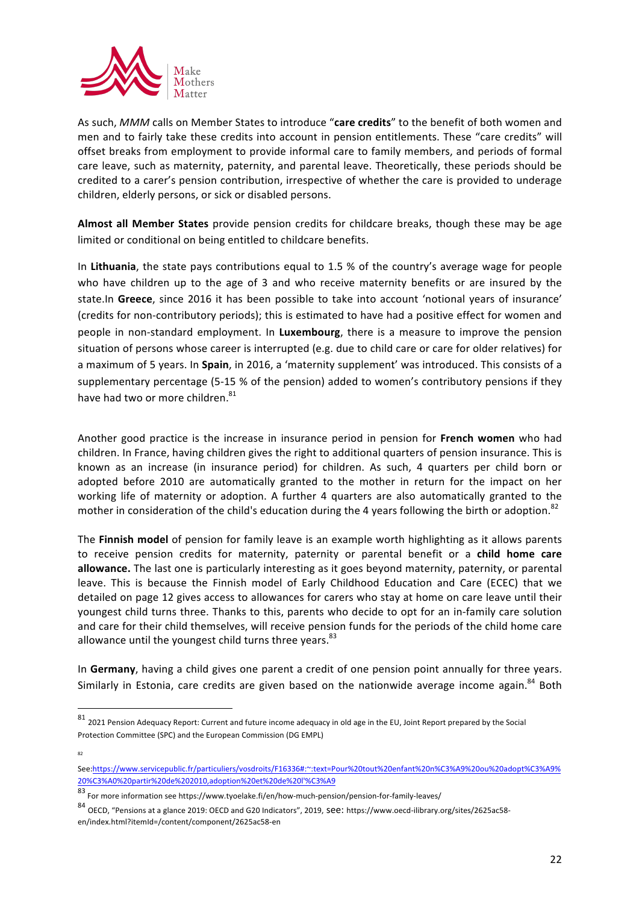As such, *MMM* calls on Member States to introduce "**care credits**" to the benefit of both women and men and to fairly take these credits into account in pension entitlements. These "care credits" will offset breaks from employment to provide informal care to family members, and periods of formal care leave, such as maternity, paternity, and parental leave. Theoretically, these periods should be credited to a carer's pension contribution, irrespective of whether the care is provided to underage children, elderly persons, or sick or disabled persons.

**Almost all Member States** provide pension credits for childcare breaks, though these may be age limited or conditional on being entitled to childcare benefits.

In **Lithuania**, the state pays contributions equal to 1.5 % of the country's average wage for people who have children up to the age of 3 and who receive maternity benefits or are insured by the state.In **Greece**, since 2016 it has been possible to take into account 'notional years of insurance' (credits for non-contributory periods); this is estimated to have had a positive effect for women and people in non-standard employment. In **Luxembourg**, there is a measure to improve the pension situation of persons whose career is interrupted (e.g. due to child care or care for older relatives) for a maximum of 5 years. In **Spain**, in 2016, a 'maternity supplement' was introduced. This consists of a supplementary percentage (5-15 % of the pension) added to women's contributory pensions if they have had two or more children.[81]

Another good practice is the increase in insurance period in pension for **French women** who had children. In France, having children gives the right to additional quarters of pension insurance. This is known as an increase (in insurance period) for children. As such, 4 quarters per child born or adopted before 2010 are automatically granted to the mother in return for the impact on her working life of maternity or adoption. A further 4 quarters are also automatically granted to the mother in consideration of the child's education during the 4 years following the birth or adoption.[82]

The **Finnish model** of pension for family leave is an example worth highlighting as it allows parents to receive pension credits for maternity, paternity or parental benefit or a **child home care allowance.** The last one is particularly interesting as it goes beyond maternity, paternity, or parental leave. This is because the Finnish model of Early Childhood Education and Care (ECEC) that we detailed on page 12 gives access to allowances for carers who stay at home on care leave until their youngest child turns three. Thanks to this, parents who decide to opt for an in-family care solution and care for their child themselves, will receive pension funds for the periods of the child home care allowance until the youngest child turns three years.[83]

In **Germany**, having a child gives one parent a credit of one pension point annually for three years. Similarly in Estonia, care credits are given based on the nationwide average income again.[84] Both

---

[81] 2021 Pension Adequacy Report: Current and future income adequacy in old age in the EU, Joint Report prepared by the Social Protection Committee (SPC) and the European Commission (DG EMPL)

[82] See:https://www.servicepublic.fr/particuliers/vosdroits/F16336#:~:text=Pour%20tout%20enfant%20n%C3%A9%20ou%20adopt%C3%A9%20%C3%A0%20partir%20de%202010,adoption%20et%20de%20l'%C3%A9

[83] For more information see https://www.tyoelake.fi/en/how-much-pension/pension-for-family-leaves/

[84] OECD, "Pensions at a glance 2019: OECD and G20 Indicators", 2019, see: https://www.oecd-ilibrary.org/sites/2625ac58-en/index.html?itemId=/content/component/2625ac58-en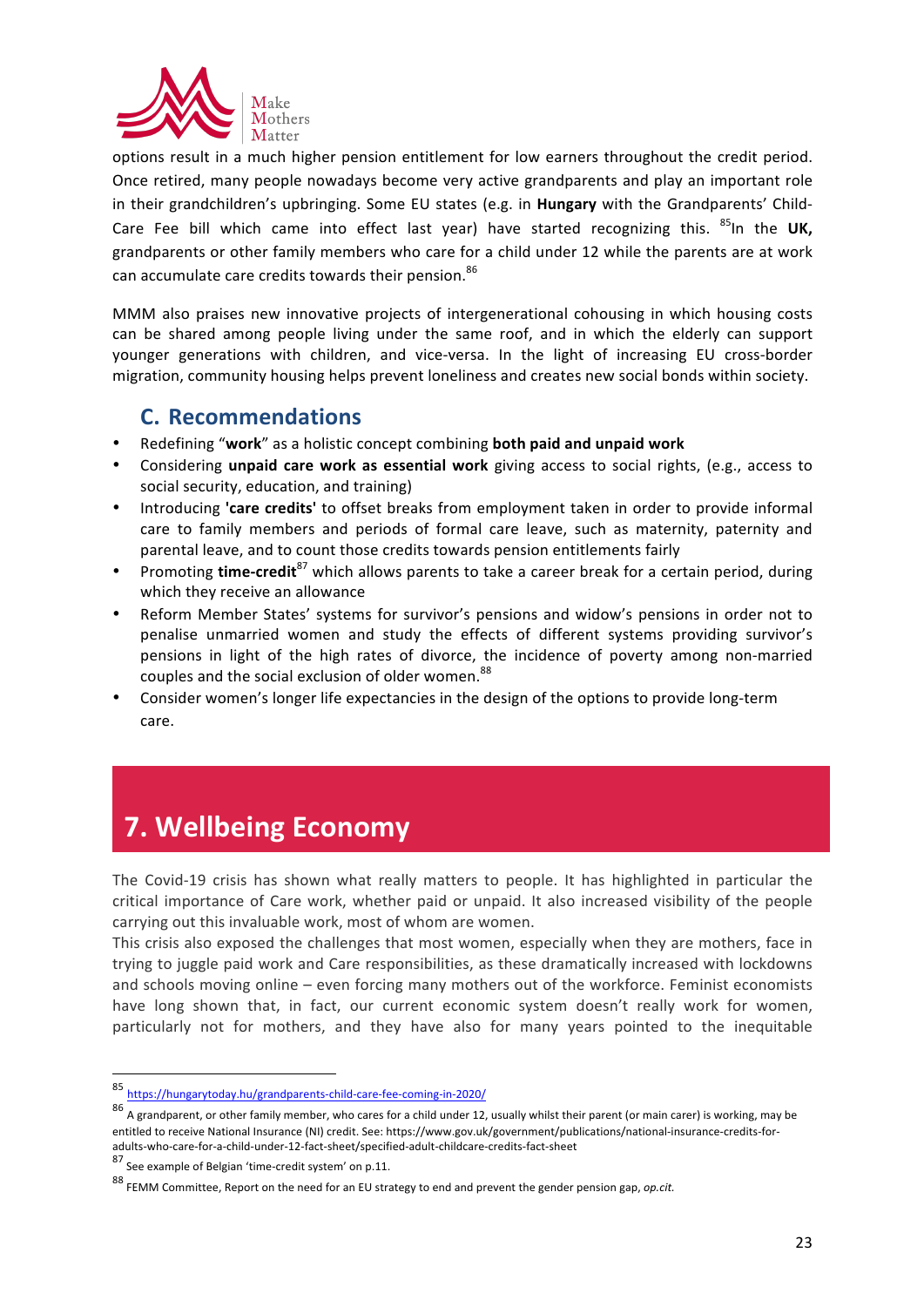options result in a much higher pension entitlement for low earners throughout the credit period. Once retired, many people nowadays become very active grandparents and play an important role in their grandchildren's upbringing. Some EU states (e.g. in **Hungary** with the Grandparents' Child-Care Fee bill which came into effect last year) have started recognizing this. [85]In the **UK,** grandparents or other family members who care for a child under 12 while the parents are at work can accumulate care credits towards their pension.[86]

MMM also praises new innovative projects of intergenerational cohousing in which housing costs can be shared among people living under the same roof, and in which the elderly can support younger generations with children, and vice-versa. In the light of increasing EU cross-border migration, community housing helps prevent loneliness and creates new social bonds within society.

### C. Recommendations

- Redefining "**work**" as a holistic concept combining **both paid and unpaid work**
- Considering **unpaid care work as essential work** giving access to social rights, (e.g., access to social security, education, and training)
- Introducing **'care credits'** to offset breaks from employment taken in order to provide informal care to family members and periods of formal care leave, such as maternity, paternity and parental leave, and to count those credits towards pension entitlements fairly
- Promoting **time-credit**[87] which allows parents to take a career break for a certain period, during which they receive an allowance
- Reform Member States' systems for survivor's pensions and widow's pensions in order not to penalise unmarried women and study the effects of different systems providing survivor's pensions in light of the high rates of divorce, the incidence of poverty among non-married couples and the social exclusion of older women.[88]
- Consider women's longer life expectancies in the design of the options to provide long-term care.

## 7. Wellbeing Economy

The Covid-19 crisis has shown what really matters to people. It has highlighted in particular the critical importance of Care work, whether paid or unpaid. It also increased visibility of the people carrying out this invaluable work, most of whom are women.

This crisis also exposed the challenges that most women, especially when they are mothers, face in trying to juggle paid work and Care responsibilities, as these dramatically increased with lockdowns and schools moving online – even forcing many mothers out of the workforce. Feminist economists have long shown that, in fact, our current economic system doesn't really work for women, particularly not for mothers, and they have also for many years pointed to the inequitable

[85] https://hungarytoday.hu/grandparents-child-care-fee-coming-in-2020/

[86] A grandparent, or other family member, who cares for a child under 12, usually whilst their parent (or main carer) is working, may be entitled to receive National Insurance (NI) credit. See: https://www.gov.uk/government/publications/national-insurance-credits-for-adults-who-care-for-a-child-under-12-fact-sheet/specified-adult-childcare-credits-fact-sheet

[87] See example of Belgian 'time-credit system' on p.11.

[88] FEMM Committee, Report on the need for an EU strategy to end and prevent the gender pension gap, *op.cit.*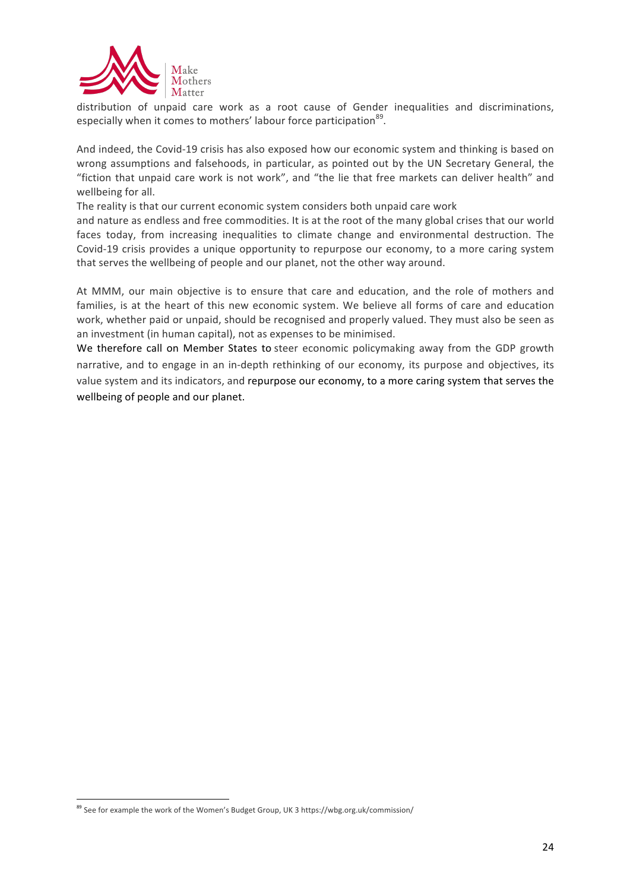distribution of unpaid care work as a root cause of Gender inequalities and discriminations, especially when it comes to mothers' labour force participation[89].

And indeed, the Covid-19 crisis has also exposed how our economic system and thinking is based on wrong assumptions and falsehoods, in particular, as pointed out by the UN Secretary General, the "fiction that unpaid care work is not work", and "the lie that free markets can deliver health" and wellbeing for all.

The reality is that our current economic system considers both unpaid care work and nature as endless and free commodities. It is at the root of the many global crises that our world faces today, from increasing inequalities to climate change and environmental destruction. The Covid-19 crisis provides a unique opportunity to repurpose our economy, to a more caring system that serves the wellbeing of people and our planet, not the other way around.

At MMM, our main objective is to ensure that care and education, and the role of mothers and families, is at the heart of this new economic system. We believe all forms of care and education work, whether paid or unpaid, should be recognised and properly valued. They must also be seen as an investment (in human capital), not as expenses to be minimised.

We therefore call on Member States to steer economic policymaking away from the GDP growth narrative, and to engage in an in-depth rethinking of our economy, its purpose and objectives, its value system and its indicators, and repurpose our economy, to a more caring system that serves the wellbeing of people and our planet.

---

[89] See for example the work of the Women's Budget Group, UK 3 https://wbg.org.uk/commission/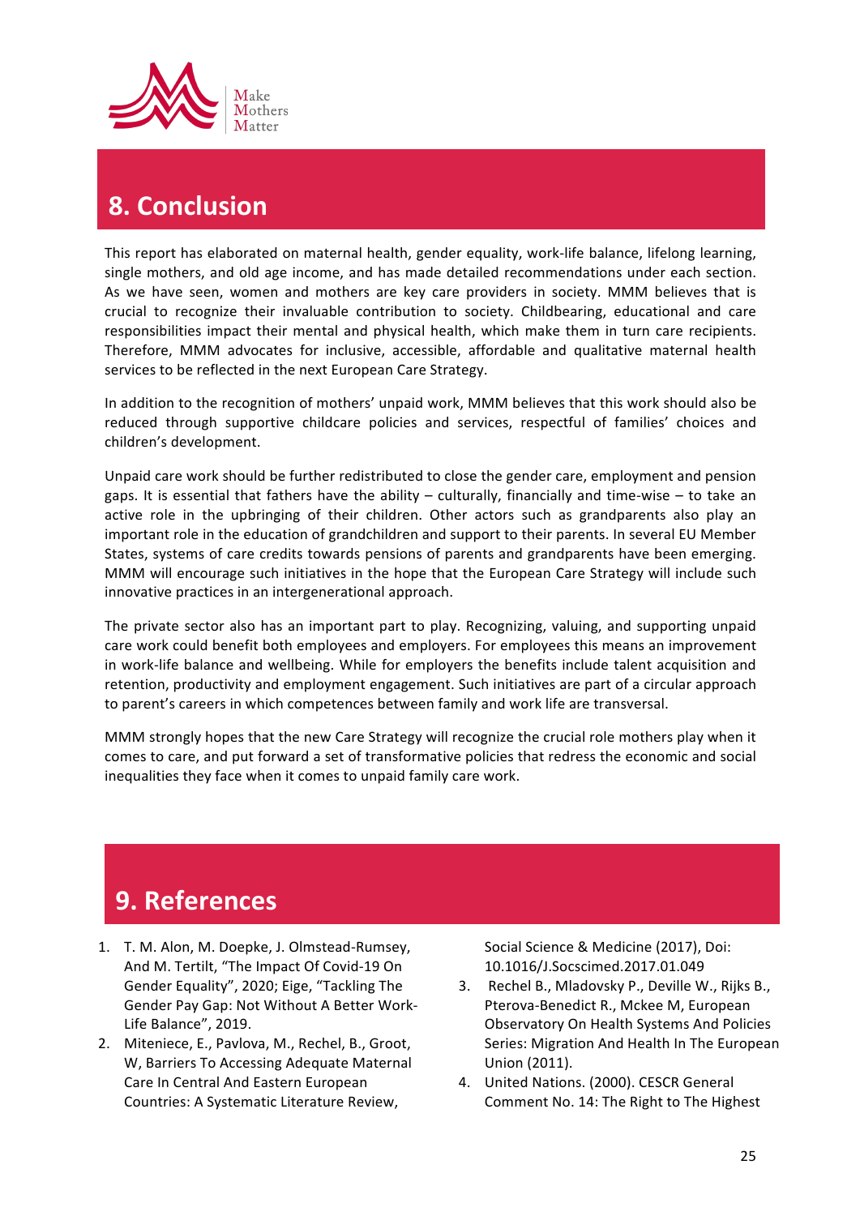## 8. Conclusion

This report has elaborated on maternal health, gender equality, work-life balance, lifelong learning, single mothers, and old age income, and has made detailed recommendations under each section. As we have seen, women and mothers are key care providers in society. MMM believes that is crucial to recognize their invaluable contribution to society. Childbearing, educational and care responsibilities impact their mental and physical health, which make them in turn care recipients. Therefore, MMM advocates for inclusive, accessible, affordable and qualitative maternal health services to be reflected in the next European Care Strategy.

In addition to the recognition of mothers' unpaid work, MMM believes that this work should also be reduced through supportive childcare policies and services, respectful of families' choices and children's development.

Unpaid care work should be further redistributed to close the gender care, employment and pension gaps. It is essential that fathers have the ability – culturally, financially and time-wise – to take an active role in the upbringing of their children. Other actors such as grandparents also play an important role in the education of grandchildren and support to their parents. In several EU Member States, systems of care credits towards pensions of parents and grandparents have been emerging. MMM will encourage such initiatives in the hope that the European Care Strategy will include such innovative practices in an intergenerational approach.

The private sector also has an important part to play. Recognizing, valuing, and supporting unpaid care work could benefit both employees and employers. For employees this means an improvement in work-life balance and wellbeing. While for employers the benefits include talent acquisition and retention, productivity and employment engagement. Such initiatives are part of a circular approach to parent's careers in which competences between family and work life are transversal.

MMM strongly hopes that the new Care Strategy will recognize the crucial role mothers play when it comes to care, and put forward a set of transformative policies that redress the economic and social inequalities they face when it comes to unpaid family care work.

## 9. References

1. T. M. Alon, M. Doepke, J. Olmstead-Rumsey, And M. Tertilt, "The Impact Of Covid-19 On Gender Equality", 2020; Eige, "Tackling The Gender Pay Gap: Not Without A Better Work-Life Balance", 2019.
2. Miteniece, E., Pavlova, M., Rechel, B., Groot, W, Barriers To Accessing Adequate Maternal Care In Central And Eastern European Countries: A Systematic Literature Review, Social Science & Medicine (2017), Doi: 10.1016/J.Socscimed.2017.01.049
3. Rechel B., Mladovsky P., Deville W., Rijks B., Pterova-Benedict R., Mckee M, European Observatory On Health Systems And Policies Series: Migration And Health In The European Union (2011).
4. United Nations. (2000). CESCR General Comment No. 14: The Right to The Highest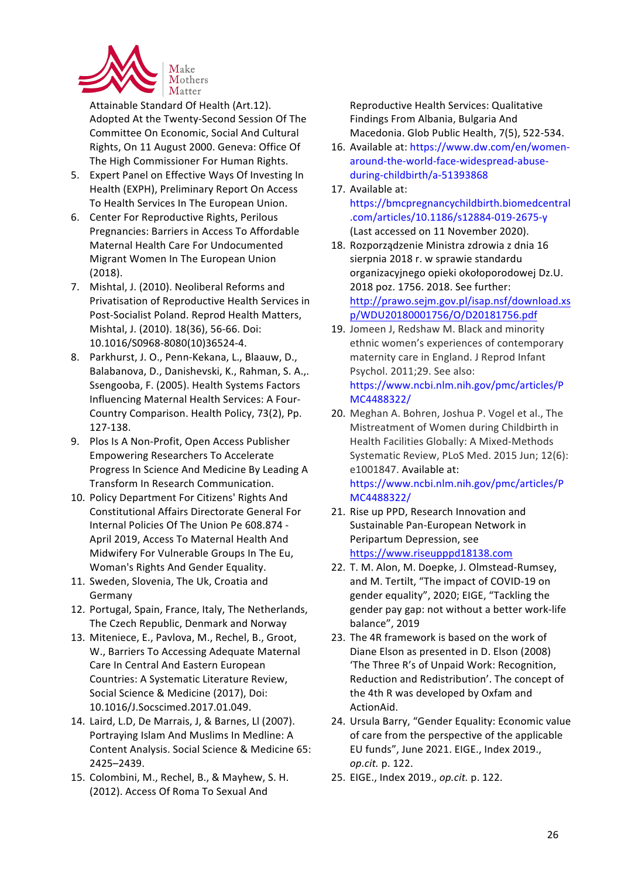Attainable Standard Of Health (Art.12). Adopted At the Twenty-Second Session Of The Committee On Economic, Social And Cultural Rights, On 11 August 2000. Geneva: Office Of The High Commissioner For Human Rights.

5. Expert Panel on Effective Ways Of Investing In Health (EXPH), Preliminary Report On Access To Health Services In The European Union.
6. Center For Reproductive Rights, Perilous Pregnancies: Barriers in Access To Affordable Maternal Health Care For Undocumented Migrant Women In The European Union (2018).
7. Mishtal, J. (2010). Neoliberal Reforms and Privatisation of Reproductive Health Services in Post-Socialist Poland. Reprod Health Matters, Mishtal, J. (2010). 18(36), 56-66. Doi: 10.1016/S0968-8080(10)36524-4.
8. Parkhurst, J. O., Penn-Kekana, L., Blaauw, D., Balabanova, D., Danishevski, K., Rahman, S. A.,. Ssengooba, F. (2005). Health Systems Factors Influencing Maternal Health Services: A Four-Country Comparison. Health Policy, 73(2), Pp. 127-138.
9. Plos Is A Non-Profit, Open Access Publisher Empowering Researchers To Accelerate Progress In Science And Medicine By Leading A Transform In Research Communication.
10. Policy Department For Citizens' Rights And Constitutional Affairs Directorate General For Internal Policies Of The Union Pe 608.874 - April 2019, Access To Maternal Health And Midwifery For Vulnerable Groups In The Eu, Woman's Rights And Gender Equality.
11. Sweden, Slovenia, The Uk, Croatia and Germany
12. Portugal, Spain, France, Italy, The Netherlands, The Czech Republic, Denmark and Norway
13. Miteniece, E., Pavlova, M., Rechel, B., Groot, W., Barriers To Accessing Adequate Maternal Care In Central And Eastern European Countries: A Systematic Literature Review, Social Science & Medicine (2017), Doi: 10.1016/J.Socscimed.2017.01.049.
14. Laird, L.D, De Marrais, J, & Barnes, Ll (2007). Portraying Islam And Muslims In Medline: A Content Analysis. Social Science & Medicine 65: 2425–2439.
15. Colombini, M., Rechel, B., & Mayhew, S. H. (2012). Access Of Roma To Sexual And Reproductive Health Services: Qualitative Findings From Albania, Bulgaria And Macedonia. Glob Public Health, 7(5), 522-534.
16. Available at: https://www.dw.com/en/women-around-the-world-face-widespread-abuse-during-childbirth/a-51393868
17. Available at: https://bmcpregnancychildbirth.biomedcentral.com/articles/10.1186/s12884-019-2675-y (Last accessed on 11 November 2020).
18. Rozporządzenie Ministra zdrowia z dnia 16 sierpnia 2018 r. w sprawie standardu organizacyjnego opieki okołoporodowej Dz.U. 2018 poz. 1756. 2018. See further: http://prawo.sejm.gov.pl/isap.nsf/download.xsp/WDU20180001756/O/D20181756.pdf
19. Jomeen J, Redshaw M. Black and minority ethnic women's experiences of contemporary maternity care in England. J Reprod Infant Psychol. 2011;29. See also: https://www.ncbi.nlm.nih.gov/pmc/articles/PMC4488322/
20. Meghan A. Bohren, Joshua P. Vogel et al., The Mistreatment of Women during Childbirth in Health Facilities Globally: A Mixed-Methods Systematic Review, PLoS Med. 2015 Jun; 12(6): e1001847. Available at: https://www.ncbi.nlm.nih.gov/pmc/articles/PMC4488322/
21. Rise up PPD, Research Innovation and Sustainable Pan-European Network in Peripartum Depression, see https://www.riseupppd18138.com
22. T. M. Alon, M. Doepke, J. Olmstead-Rumsey, and M. Tertilt, "The impact of COVID-19 on gender equality", 2020; EIGE, "Tackling the gender pay gap: not without a better work-life balance", 2019
23. The 4R framework is based on the work of Diane Elson as presented in D. Elson (2008) 'The Three R's of Unpaid Work: Recognition, Reduction and Redistribution'. The concept of the 4th R was developed by Oxfam and ActionAid.
24. Ursula Barry, "Gender Equality: Economic value of care from the perspective of the applicable EU funds", June 2021. EIGE., Index 2019., *op.cit.* p. 122.
25. EIGE., Index 2019., *op.cit.* p. 122.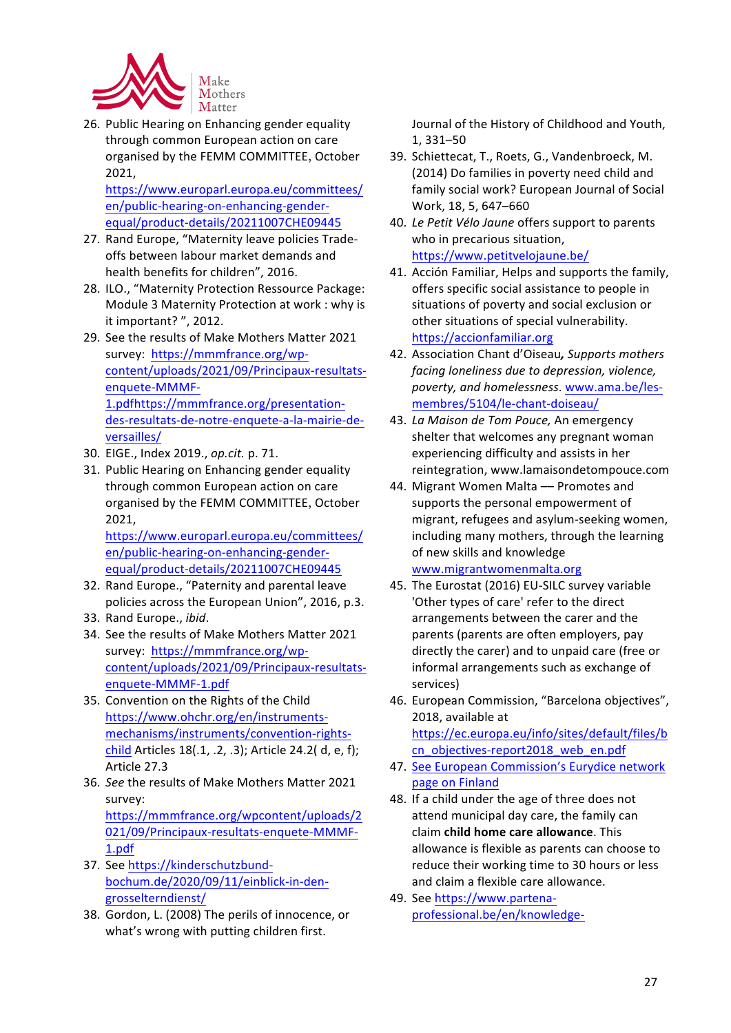26. Public Hearing on Enhancing gender equality through common European action on care organised by the FEMM COMMITTEE, October 2021, https://www.europarl.europa.eu/committees/en/public-hearing-on-enhancing-gender-equal/product-details/20211007CHE09445
27. Rand Europe, "Maternity leave policies Trade-offs between labour market demands and health benefits for children", 2016.
28. ILO., "Maternity Protection Ressource Package: Module 3 Maternity Protection at work : why is it important? ", 2012.
29. See the results of Make Mothers Matter 2021 survey: https://mmmfrance.org/wp-content/uploads/2021/09/Principaux-resultats-enquete-MMMF-1.pdfhttps://mmmfrance.org/presentation-des-resultats-de-notre-enquete-a-la-mairie-de-versailles/
30. EIGE., Index 2019., *op.cit.* p. 71.
31. Public Hearing on Enhancing gender equality through common European action on care organised by the FEMM COMMITTEE, October 2021, https://www.europarl.europa.eu/committees/en/public-hearing-on-enhancing-gender-equal/product-details/20211007CHE09445
32. Rand Europe., "Paternity and parental leave policies across the European Union", 2016, p.3.
33. Rand Europe., *ibid*.
34. See the results of Make Mothers Matter 2021 survey: https://mmmfrance.org/wp-content/uploads/2021/09/Principaux-resultats-enquete-MMMF-1.pdf
35. Convention on the Rights of the Child https://www.ohchr.org/en/instruments-mechanisms/instruments/convention-rights-child Articles 18(.1, .2, .3); Article 24.2( d, e, f); Article 27.3
36. *See* the results of Make Mothers Matter 2021 survey: https://mmmfrance.org/wpcontent/uploads/2021/09/Principaux-resultats-enquete-MMMF-1.pdf
37. See https://kinderschutzbund-bochum.de/2020/09/11/einblick-in-den-grosselterndienst/
38. Gordon, L. (2008) The perils of innocence, or what's wrong with putting children first. Journal of the History of Childhood and Youth, 1, 331–50
39. Schiettecat, T., Roets, G., Vandenbroeck, M. (2014) Do families in poverty need child and family social work? European Journal of Social Work, 18, 5, 647–660
40. *Le Petit Vélo Jaune* offers support to parents who in precarious situation, https://www.petitvelojaune.be/
41. Acción Familiar, Helps and supports the family, offers specific social assistance to people in situations of poverty and social exclusion or other situations of special vulnerability. https://accionfamiliar.org
42. Association Chant d'Oiseau***, Supports mothers facing loneliness due to depression, violence, poverty, and homelessness***. www.ama.be/les-membres/5104/le-chant-doiseau/
43. *La Maison de Tom Pouce,* An emergency shelter that welcomes any pregnant woman experiencing difficulty and assists in her reintegration, www.lamaisondetompouce.com
44. Migrant Women Malta — Promotes and supports the personal empowerment of migrant, refugees and asylum-seeking women, including many mothers, through the learning of new skills and knowledge www.migrantwomenmalta.org
45. The Eurostat (2016) EU-SILC survey variable 'Other types of care' refer to the direct arrangements between the carer and the parents (parents are often employers, pay directly the carer) and to unpaid care (free or informal arrangements such as exchange of services)
46. European Commission, "Barcelona objectives", 2018, available at https://ec.europa.eu/info/sites/default/files/bcn_objectives-report2018_web_en.pdf
47. See European Commission's Eurydice network page on Finland
48. If a child under the age of three does not attend municipal day care, the family can claim **child home care allowance**. This allowance is flexible as parents can choose to reduce their working time to 30 hours or less and claim a flexible care allowance.
49. See https://www.partena-professional.be/en/knowledge-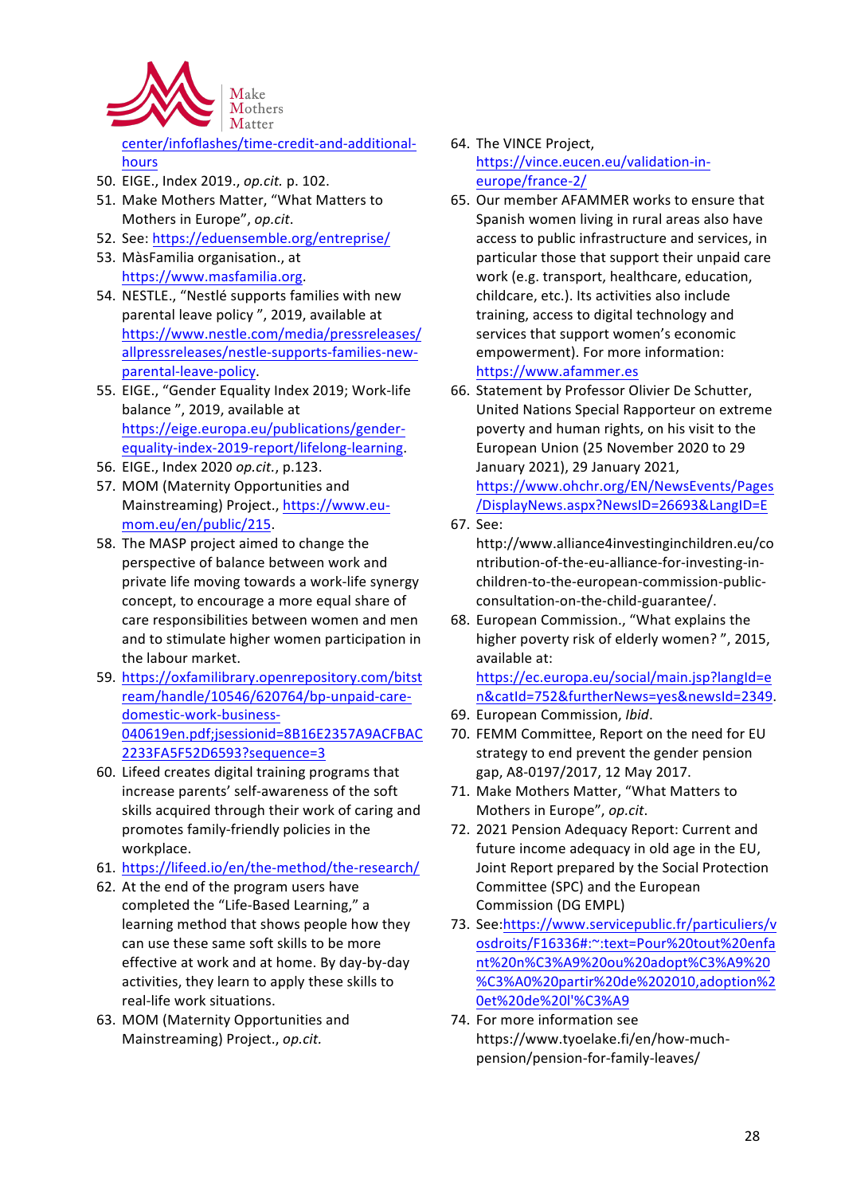center/infoflashes/time-credit-and-additional-hours

50. EIGE., Index 2019., *op.cit.* p. 102.
51. Make Mothers Matter, "What Matters to Mothers in Europe", *op.cit*.
52. See: https://eduensemble.org/entreprise/
53. MàsFamilia organisation., at https://www.masfamilia.org.
54. NESTLE., "Nestlé supports families with new parental leave policy ", 2019, available at https://www.nestle.com/media/pressreleases/allpressreleases/nestle-supports-families-new-parental-leave-policy.
55. EIGE., "Gender Equality Index 2019; Work-life balance ", 2019, available at https://eige.europa.eu/publications/gender-equality-index-2019-report/lifelong-learning.
56. EIGE., Index 2020 *op.cit.*, p.123.
57. MOM (Maternity Opportunities and Mainstreaming) Project., https://www.eu-mom.eu/en/public/215.
58. The MASP project aimed to change the perspective of balance between work and private life moving towards a work-life synergy concept, to encourage a more equal share of care responsibilities between women and men and to stimulate higher women participation in the labour market.
59. https://oxfamilibrary.openrepository.com/bitstream/handle/10546/620764/bp-unpaid-care-domestic-work-business-040619en.pdf;jsessionid=8B16E2357A9ACFBAC2233FA5F52D6593?sequence=3
60. Lifeed creates digital training programs that increase parents' self-awareness of the soft skills acquired through their work of caring and promotes family-friendly policies in the workplace.
61. https://lifeed.io/en/the-method/the-research/
62. At the end of the program users have completed the "Life-Based Learning," a learning method that shows people how they can use these same soft skills to be more effective at work and at home. By day-by-day activities, they learn to apply these skills to real-life work situations.
63. MOM (Maternity Opportunities and Mainstreaming) Project., *op.cit.*
64. The VINCE Project, https://vince.eucen.eu/validation-in-europe/france-2/
65. Our member AFAMMER works to ensure that Spanish women living in rural areas also have access to public infrastructure and services, in particular those that support their unpaid care work (e.g. transport, healthcare, education, childcare, etc.). Its activities also include training, access to digital technology and services that support women's economic empowerment). For more information: https://www.afammer.es
66. Statement by Professor Olivier De Schutter, United Nations Special Rapporteur on extreme poverty and human rights, on his visit to the European Union (25 November 2020 to 29 January 2021), 29 January 2021, https://www.ohchr.org/EN/NewsEvents/Pages/DisplayNews.aspx?NewsID=26693&LangID=E
67. See: http://www.alliance4investinginchildren.eu/contribution-of-the-eu-alliance-for-investing-in-children-to-the-european-commission-public-consultation-on-the-child-guarantee/.
68. European Commission., "What explains the higher poverty risk of elderly women? ", 2015, available at: https://ec.europa.eu/social/main.jsp?langId=en&catId=752&furtherNews=yes&newsId=2349.
69. European Commission, *Ibid*.
70. FEMM Committee, Report on the need for EU strategy to end prevent the gender pension gap, A8-0197/2017, 12 May 2017.
71. Make Mothers Matter, "What Matters to Mothers in Europe", *op.cit*.
72. 2021 Pension Adequacy Report: Current and future income adequacy in old age in the EU, Joint Report prepared by the Social Protection Committee (SPC) and the European Commission (DG EMPL)
73. See:https://www.servicepublic.fr/particuliers/vosdroits/F16336#:~:text=Pour%20tout%20enfant%20n%C3%A9%20ou%20adopt%C3%A9%20%C3%A0%20partir%20de%202010,adoption%20et%20de%20l'%C3%A9
74. For more information see https://www.tyoelake.fi/en/how-much-pension/pension-for-family-leaves/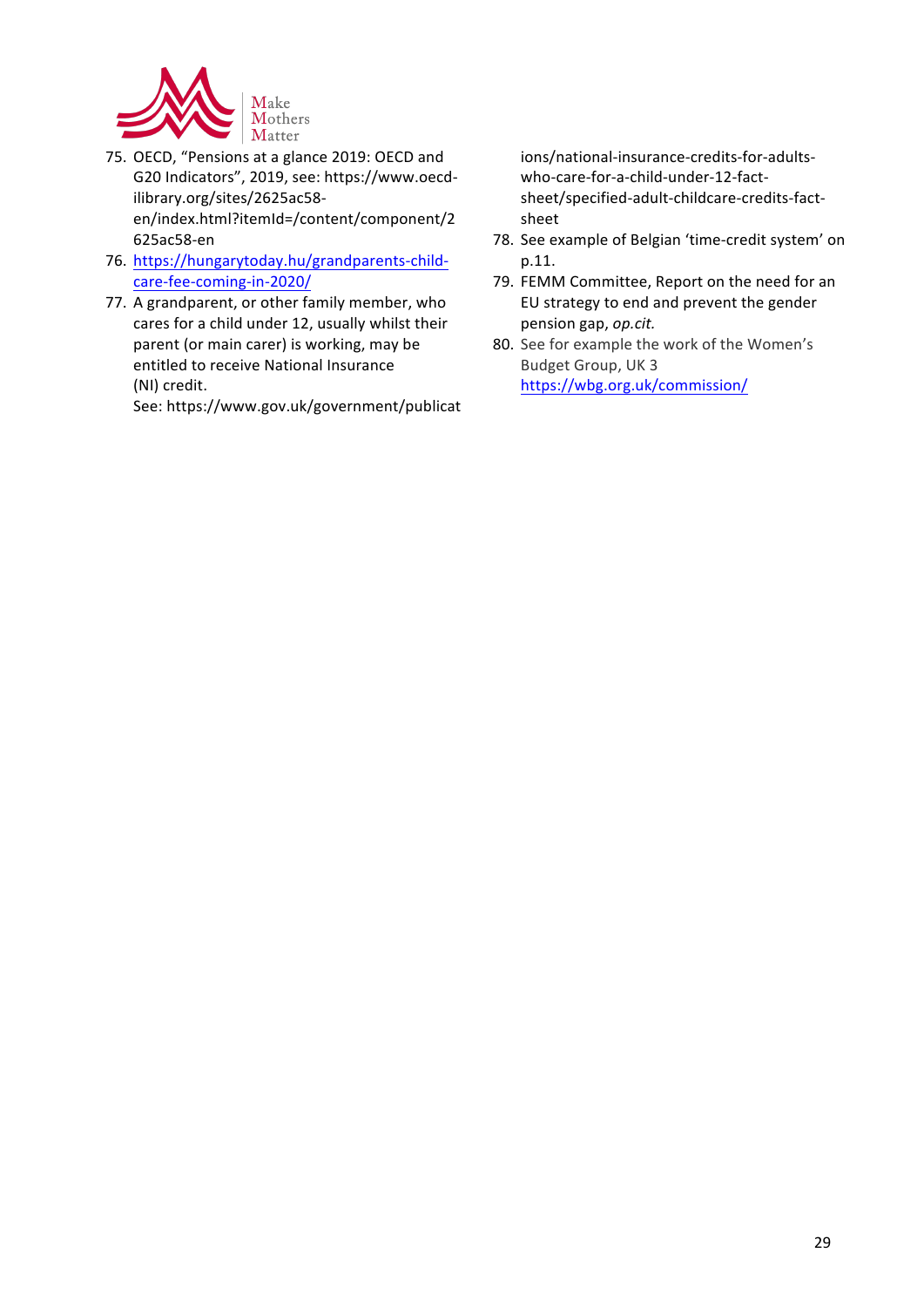75. OECD, “Pensions at a glance 2019: OECD and G20 Indicators”, 2019, see: https://www.oecd-ilibrary.org/sites/2625ac58-en/index.html?itemId=/content/component/2625ac58-en
76. https://hungarytoday.hu/grandparents-child-care-fee-coming-in-2020/
77. A grandparent, or other family member, who cares for a child under 12, usually whilst their parent (or main carer) is working, may be entitled to receive National Insurance (NI) credit.
    See: https://www.gov.uk/government/publications/national-insurance-credits-for-adults-who-care-for-a-child-under-12-fact-sheet/specified-adult-childcare-credits-fact-sheet
78. See example of Belgian ‘time-credit system’ on p.11.
79. FEMM Committee, Report on the need for an EU strategy to end and prevent the gender pension gap, *op.cit.*
80. See for example the work of the Women’s Budget Group, UK 3 https://wbg.org.uk/commission/